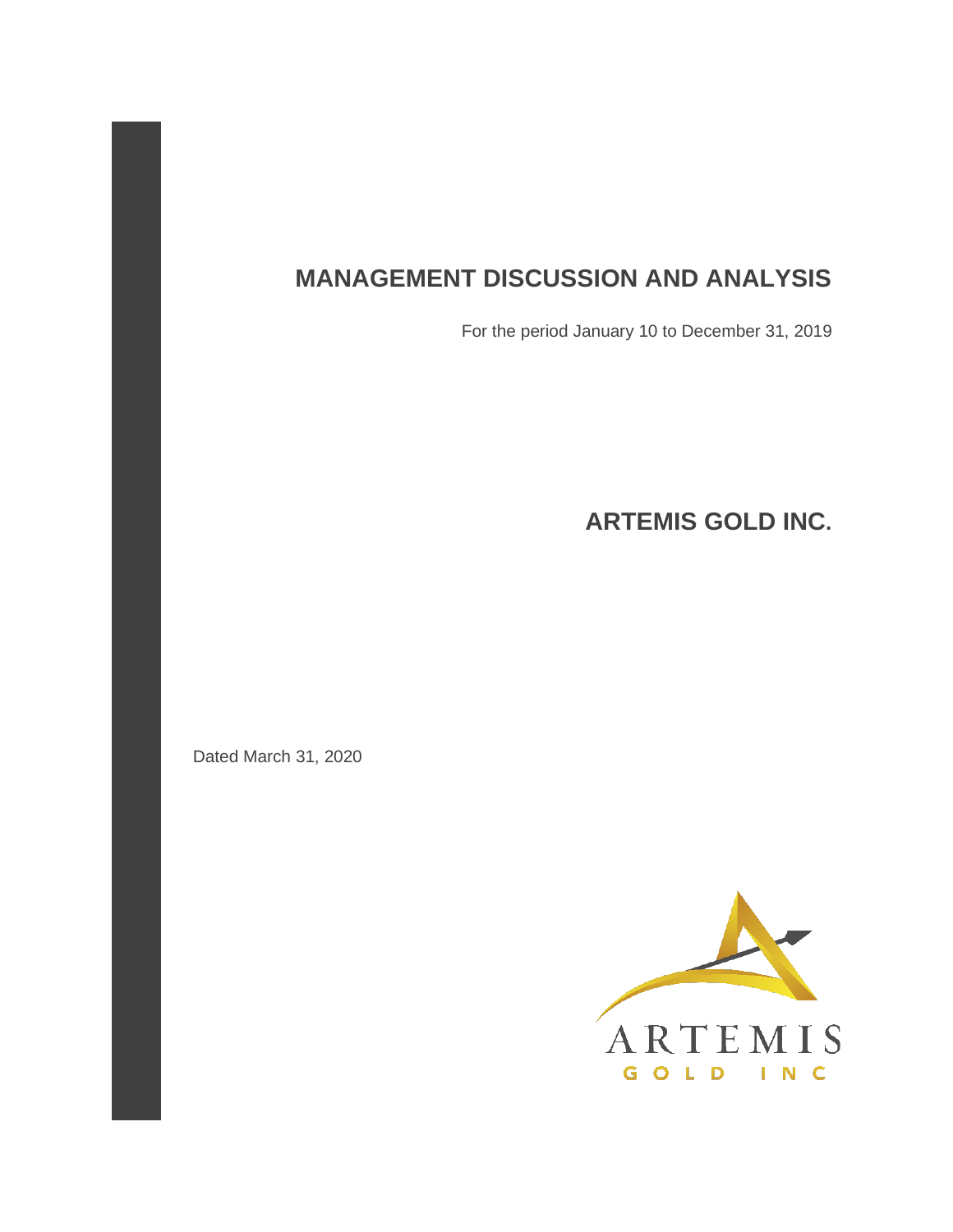# MANAGEMENT DISCUSSION AND ANALYSIS

For the period January 10 to December 31, 2019

## ARTEMIS GOLD INC.

Dated March 31, 2020

ARTEMIS

GOLD INC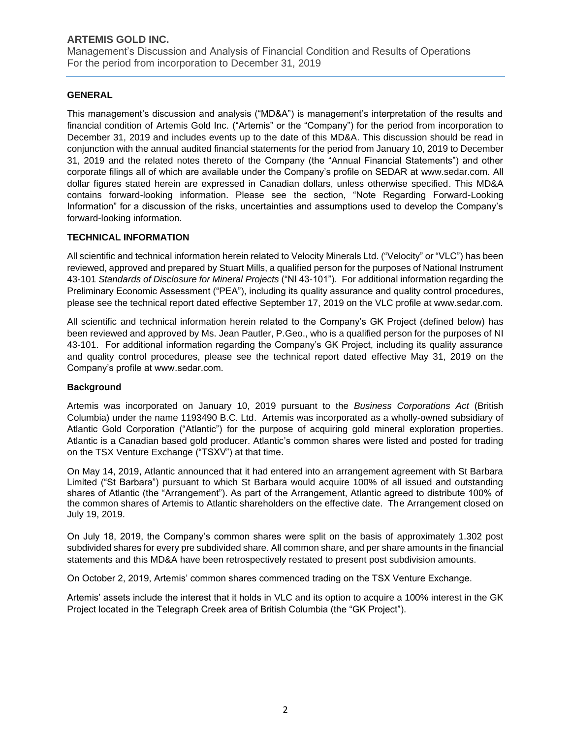## GENERAL

This management's discussion and analysis ("MD&A") is management's interpretation of the results and financial condition of Artemis Gold Inc. ("Artemis" or the "Company") for the period from incorporation to December 31, 2019 and includes events up to the date of this MD&A. This discussion should be read in conjunction with the annual audited financial statements for the period from January 10, 2019 to December 31, 2019 and the related notes thereto of the Company (the "Annual Financial Statements") and other corporate filings all of which are available under the Company's profile on SEDAR at www.sedar.com. All dollar figures stated herein are expressed in Canadian dollars, unless otherwise specified. This MD&A contains forward-looking information. Please see the section, "Note Regarding Forward-Looking Information" for a discussion of the risks, uncertainties and assumptions used to develop the Company's forward-looking information.

## TECHNICAL INFORMATION

All scientific and technical information herein related to Velocity Minerals Ltd. ("Velocity" or "VLC") has been reviewed, approved and prepared by Stuart Mills, a qualified person for the purposes of National Instrument 43-101 *Standards of Disclosure for Mineral Projects* ("NI 43-101"). For additional information regarding the Preliminary Economic Assessment ("PEA"), including its quality assurance and quality control procedures, please see the technical report dated effective September 17, 2019 on the VLC profile at www.sedar.com.

All scientific and technical information herein related to the Company's GK Project (defined below) has been reviewed and approved by Ms. Jean Pautler, P.Geo., who is a qualified person for the purposes of NI 43-101. For additional information regarding the Company's GK Project, including its quality assurance and quality control procedures, please see the technical report dated effective May 31, 2019 on the Company's profile at www.sedar.com.

### Background

Artemis was incorporated on January 10, 2019 pursuant to the *Business Corporations Act* (British Columbia) under the name 1193490 B.C. Ltd. Artemis was incorporated as a wholly-owned subsidiary of Atlantic Gold Corporation ("Atlantic") for the purpose of acquiring gold mineral exploration properties. Atlantic is a Canadian based gold producer. Atlantic's common shares were listed and posted for trading on the TSX Venture Exchange ("TSXV") at that time.

On May 14, 2019, Atlantic announced that it had entered into an arrangement agreement with St Barbara Limited ("St Barbara") pursuant to which St Barbara would acquire 100% of all issued and outstanding shares of Atlantic (the "Arrangement"). As part of the Arrangement, Atlantic agreed to distribute 100% of the common shares of Artemis to Atlantic shareholders on the effective date. The Arrangement closed on July 19, 2019.

On July 18, 2019, the Company's common shares were split on the basis of approximately 1.302 post subdivided shares for every pre subdivided share. All common share, and per share amounts in the financial statements and this MD&A have been retrospectively restated to present post subdivision amounts.

On October 2, 2019, Artemis' common shares commenced trading on the TSX Venture Exchange.

Artemis' assets include the interest that it holds in VLC and its option to acquire a 100% interest in the GK Project located in the Telegraph Creek area of British Columbia (the "GK Project").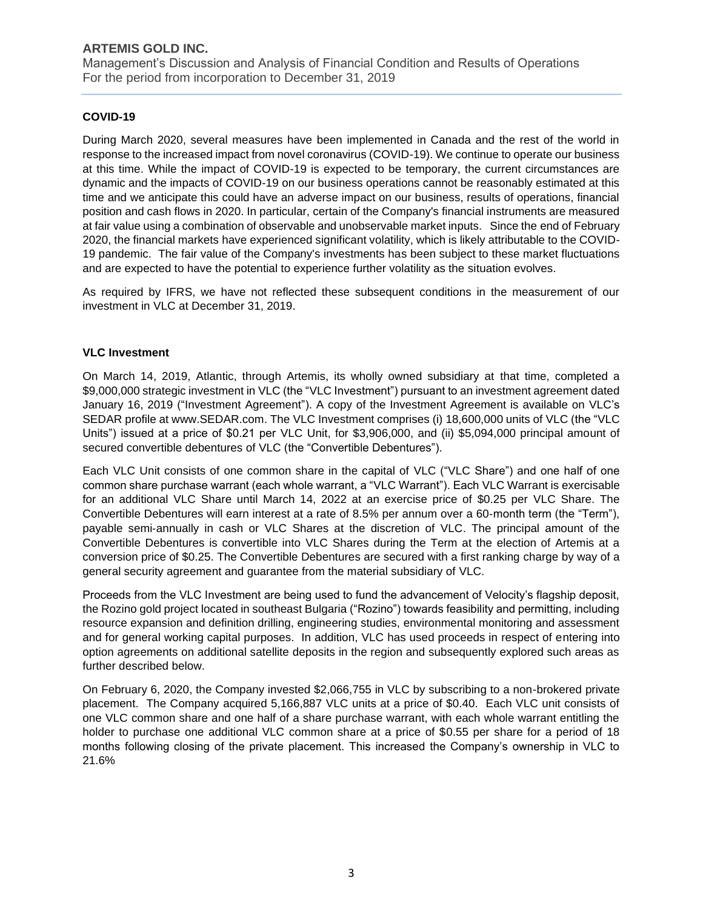## COVID-19

During March 2020, several measures have been implemented in Canada and the rest of the world in response to the increased impact from novel coronavirus (COVID-19). We continue to operate our business at this time. While the impact of COVID-19 is expected to be temporary, the current circumstances are dynamic and the impacts of COVID-19 on our business operations cannot be reasonably estimated at this time and we anticipate this could have an adverse impact on our business, results of operations, financial position and cash flows in 2020. In particular, certain of the Company's financial instruments are measured at fair value using a combination of observable and unobservable market inputs. Since the end of February 2020, the financial markets have experienced significant volatility, which is likely attributable to the COVID-19 pandemic. The fair value of the Company's investments has been subject to these market fluctuations and are expected to have the potential to experience further volatility as the situation evolves.

As required by IFRS, we have not reflected these subsequent conditions in the measurement of our investment in VLC at December 31, 2019.

## VLC Investment

On March 14, 2019, Atlantic, through Artemis, its wholly owned subsidiary at that time, completed a $9,000,000 strategic investment in VLC (the "VLC Investment") pursuant to an investment agreement dated January 16, 2019 ("Investment Agreement"). A copy of the Investment Agreement is available on VLC's SEDAR profile at www.SEDAR.com. The VLC Investment comprises (i) 18,600,000 units of VLC (the "VLC Units") issued at a price of $0.21 per VLC Unit, for $3,906,000, and (ii) $5,094,000 principal amount of secured convertible debentures of VLC (the "Convertible Debentures").

Each VLC Unit consists of one common share in the capital of VLC ("VLC Share") and one half of one common share purchase warrant (each whole warrant, a "VLC Warrant"). Each VLC Warrant is exercisable for an additional VLC Share until March 14, 2022 at an exercise price of $0.25 per VLC Share. The Convertible Debentures will earn interest at a rate of 8.5% per annum over a 60-month term (the "Term"), payable semi-annually in cash or VLC Shares at the discretion of VLC. The principal amount of the Convertible Debentures is convertible into VLC Shares during the Term at the election of Artemis at a conversion price of $0.25. The Convertible Debentures are secured with a first ranking charge by way of a general security agreement and guarantee from the material subsidiary of VLC.

Proceeds from the VLC Investment are being used to fund the advancement of Velocity's flagship deposit, the Rozino gold project located in southeast Bulgaria ("Rozino") towards feasibility and permitting, including resource expansion and definition drilling, engineering studies, environmental monitoring and assessment and for general working capital purposes. In addition, VLC has used proceeds in respect of entering into option agreements on additional satellite deposits in the region and subsequently explored such areas as further described below.

On February 6, 2020, the Company invested $2,066,755 in VLC by subscribing to a non-brokered private placement. The Company acquired 5,166,887 VLC units at a price of $0.40. Each VLC unit consists of one VLC common share and one half of a share purchase warrant, with each whole warrant entitling the holder to purchase one additional VLC common share at a price of $0.55 per share for a period of 18 months following closing of the private placement. This increased the Company's ownership in VLC to 21.6%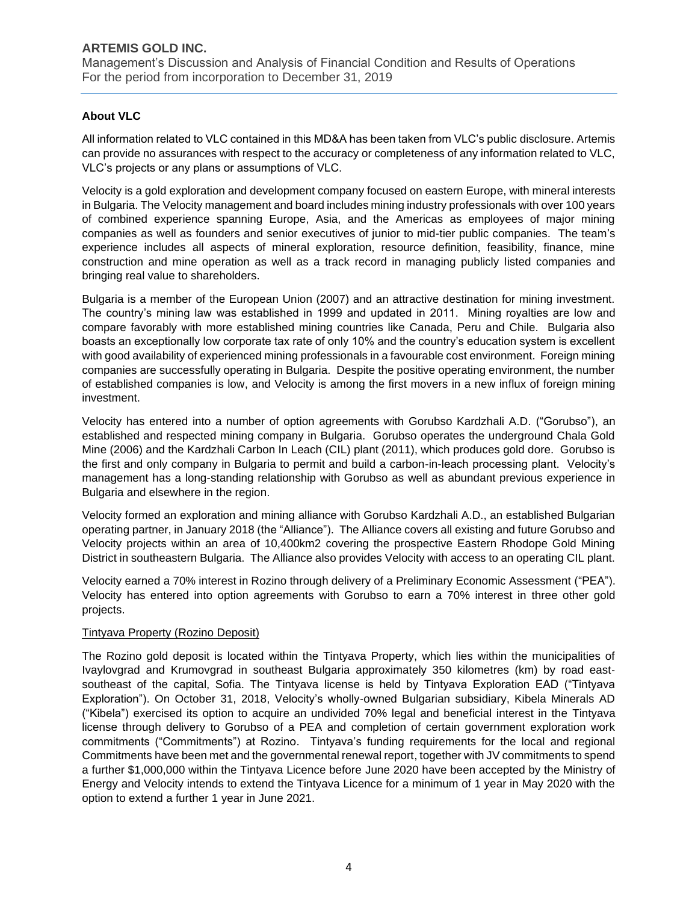## About VLC

All information related to VLC contained in this MD&A has been taken from VLC's public disclosure. Artemis can provide no assurances with respect to the accuracy or completeness of any information related to VLC, VLC's projects or any plans or assumptions of VLC.

Velocity is a gold exploration and development company focused on eastern Europe, with mineral interests in Bulgaria. The Velocity management and board includes mining industry professionals with over 100 years of combined experience spanning Europe, Asia, and the Americas as employees of major mining companies as well as founders and senior executives of junior to mid-tier public companies. The team's experience includes all aspects of mineral exploration, resource definition, feasibility, finance, mine construction and mine operation as well as a track record in managing publicly listed companies and bringing real value to shareholders.

Bulgaria is a member of the European Union (2007) and an attractive destination for mining investment. The country's mining law was established in 1999 and updated in 2011. Mining royalties are low and compare favorably with more established mining countries like Canada, Peru and Chile. Bulgaria also boasts an exceptionally low corporate tax rate of only 10% and the country's education system is excellent with good availability of experienced mining professionals in a favourable cost environment. Foreign mining companies are successfully operating in Bulgaria. Despite the positive operating environment, the number of established companies is low, and Velocity is among the first movers in a new influx of foreign mining investment.

Velocity has entered into a number of option agreements with Gorubso Kardzhali A.D. ("Gorubso"), an established and respected mining company in Bulgaria. Gorubso operates the underground Chala Gold Mine (2006) and the Kardzhali Carbon In Leach (CIL) plant (2011), which produces gold dore. Gorubso is the first and only company in Bulgaria to permit and build a carbon-in-leach processing plant. Velocity's management has a long-standing relationship with Gorubso as well as abundant previous experience in Bulgaria and elsewhere in the region.

Velocity formed an exploration and mining alliance with Gorubso Kardzhali A.D., an established Bulgarian operating partner, in January 2018 (the "Alliance"). The Alliance covers all existing and future Gorubso and Velocity projects within an area of 10,400km2 covering the prospective Eastern Rhodope Gold Mining District in southeastern Bulgaria. The Alliance also provides Velocity with access to an operating CIL plant.

Velocity earned a 70% interest in Rozino through delivery of a Preliminary Economic Assessment ("PEA"). Velocity has entered into option agreements with Gorubso to earn a 70% interest in three other gold projects.

Tintyava Property (Rozino Deposit)

The Rozino gold deposit is located within the Tintyava Property, which lies within the municipalities of Ivaylovgrad and Krumovgrad in southeast Bulgaria approximately 350 kilometres (km) by road east-southeast of the capital, Sofia. The Tintyava license is held by Tintyava Exploration EAD ("Tintyava Exploration"). On October 31, 2018, Velocity's wholly-owned Bulgarian subsidiary, Kibela Minerals AD ("Kibela") exercised its option to acquire an undivided 70% legal and beneficial interest in the Tintyava license through delivery to Gorubso of a PEA and completion of certain government exploration work commitments ("Commitments") at Rozino. Tintyava's funding requirements for the local and regional Commitments have been met and the governmental renewal report, together with JV commitments to spend a further $1,000,000 within the Tintyava Licence before June 2020 have been accepted by the Ministry of Energy and Velocity intends to extend the Tintyava Licence for a minimum of 1 year in May 2020 with the option to extend a further 1 year in June 2021.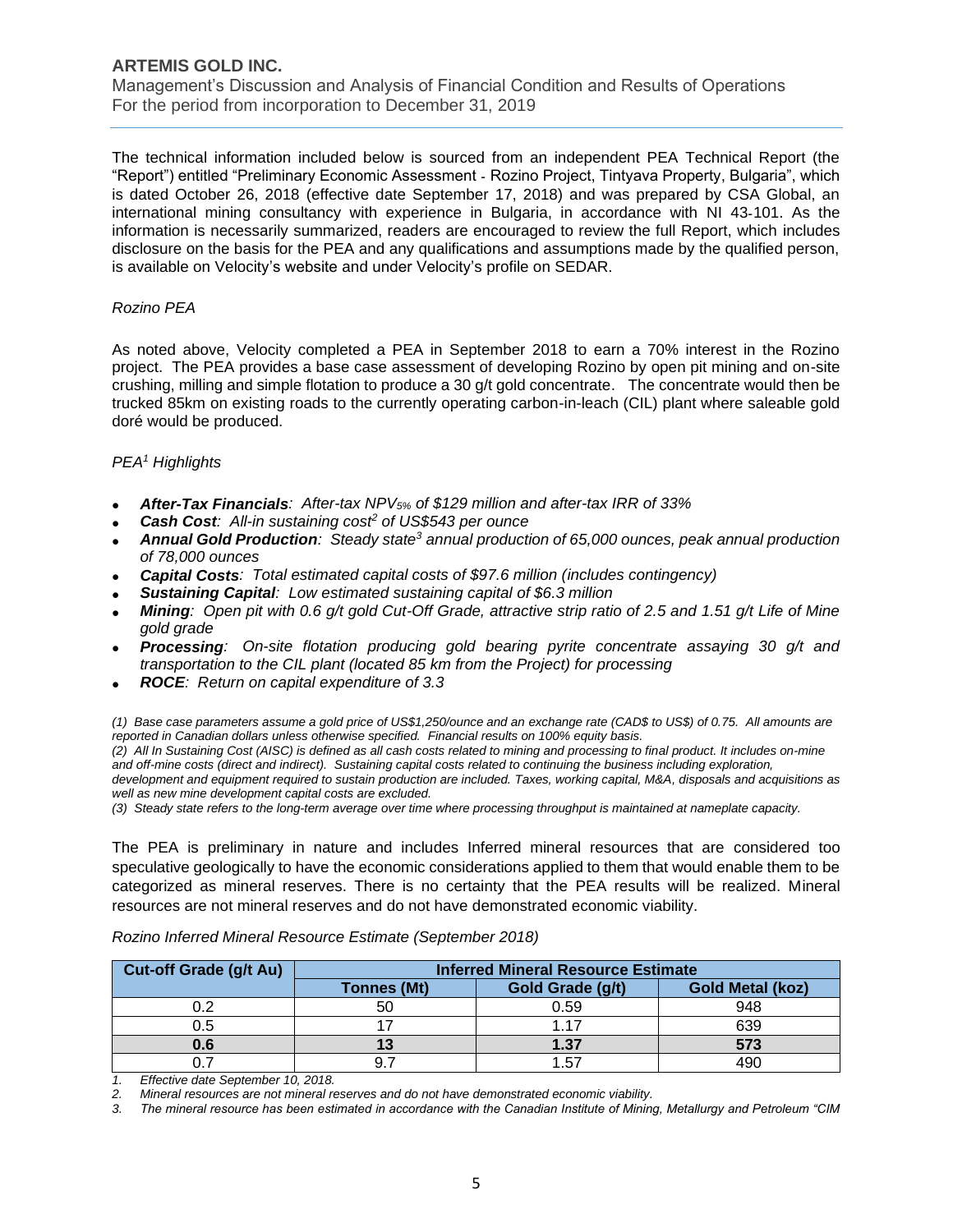The technical information included below is sourced from an independent PEA Technical Report (the "Report") entitled "Preliminary Economic Assessment - Rozino Project, Tintyava Property, Bulgaria", which is dated October 26, 2018 (effective date September 17, 2018) and was prepared by CSA Global, an international mining consultancy with experience in Bulgaria, in accordance with NI 43-101. As the information is necessarily summarized, readers are encouraged to review the full Report, which includes disclosure on the basis for the PEA and any qualifications and assumptions made by the qualified person, is available on Velocity's website and under Velocity's profile on SEDAR.

*Rozino PEA*

As noted above, Velocity completed a PEA in September 2018 to earn a 70% interest in the Rozino project. The PEA provides a base case assessment of developing Rozino by open pit mining and on-site crushing, milling and simple flotation to produce a 30 g/t gold concentrate. The concentrate would then be trucked 85km on existing roads to the currently operating carbon-in-leach (CIL) plant where saleable gold doré would be produced.

*PEA[1] Highlights*

- ***After-Tax Financials**: After-tax $NPV_{5\%}$ of $129 million and after-tax IRR of 33%*
- ***Cash Cost**: All-in sustaining cost[2] of US$543 per ounce*
- ***Annual Gold Production**: Steady state[3] annual production of 65,000 ounces, peak annual production of 78,000 ounces*
- ***Capital Costs**: Total estimated capital costs of $97.6 million (includes contingency)*
- ***Sustaining Capital**: Low estimated sustaining capital of $6.3 million*
- ***Mining**: Open pit with 0.6 g/t gold Cut-Off Grade, attractive strip ratio of 2.5 and 1.51 g/t Life of Mine gold grade*
- ***Processing**: On-site flotation producing gold bearing pyrite concentrate assaying 30 g/t and transportation to the CIL plant (located 85 km from the Project) for processing*
- ***ROCE**: Return on capital expenditure of 3.3*

*(1) Base case parameters assume a gold price of US$1,250/ounce and an exchange rate (CAD$ to US$) of 0.75. All amounts are reported in Canadian dollars unless otherwise specified. Financial results on 100% equity basis.*
*(2) All In Sustaining Cost (AISC) is defined as all cash costs related to mining and processing to final product. It includes on-mine and off-mine costs (direct and indirect). Sustaining capital costs related to continuing the business including exploration, development and equipment required to sustain production are included. Taxes, working capital, M&A, disposals and acquisitions as well as new mine development capital costs are excluded.*
*(3) Steady state refers to the long-term average over time where processing throughput is maintained at nameplate capacity.*

The PEA is preliminary in nature and includes Inferred mineral resources that are considered too speculative geologically to have the economic considerations applied to them that would enable them to be categorized as mineral reserves. There is no certainty that the PEA results will be realized. Mineral resources are not mineral reserves and do not have demonstrated economic viability.

*Rozino Inferred Mineral Resource Estimate (September 2018)*

| Cut-off Grade (g/t Au) | Inferred Mineral Resource Estimate | | |
|---|---|---|---|
| | Tonnes (Mt) | Gold Grade (g/t) | Gold Metal (koz) |
| 0.2 | 50 | 0.59 | 948 |
| 0.5 | 17 | 1.17 | 639 |
| **0.6** | **13** | **1.37** | **573** |
| 0.7 | 9.7 | 1.57 | 490 |

*1. Effective date September 10, 2018.*
*2. Mineral resources are not mineral reserves and do not have demonstrated economic viability.*
*3. The mineral resource has been estimated in accordance with the Canadian Institute of Mining, Metallurgy and Petroleum "CIM*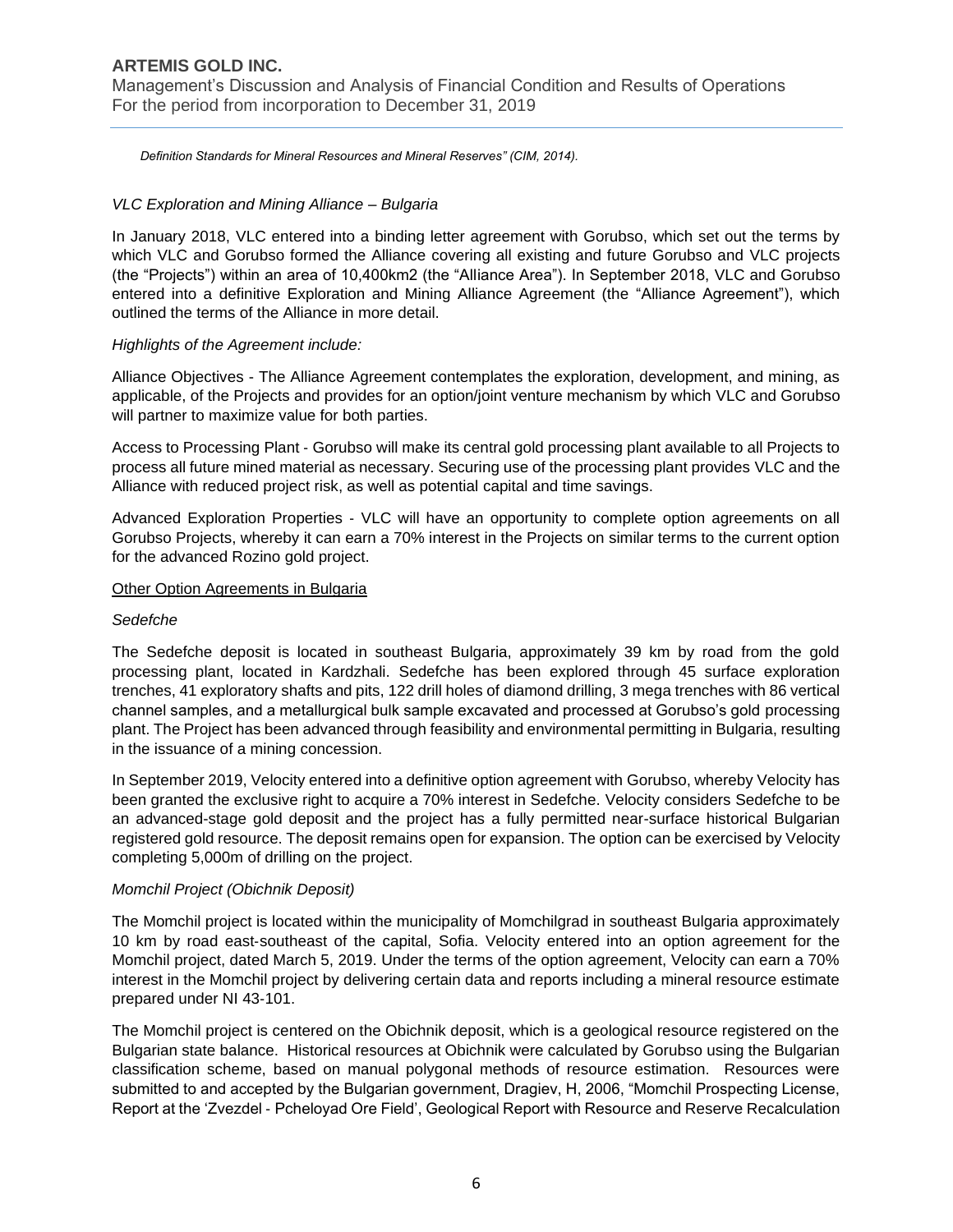*Definition Standards for Mineral Resources and Mineral Reserves" (CIM, 2014).*

*VLC Exploration and Mining Alliance – Bulgaria*

In January 2018, VLC entered into a binding letter agreement with Gorubso, which set out the terms by which VLC and Gorubso formed the Alliance covering all existing and future Gorubso and VLC projects (the "Projects") within an area of 10,400km2 (the "Alliance Area"). In September 2018, VLC and Gorubso entered into a definitive Exploration and Mining Alliance Agreement (the "Alliance Agreement"), which outlined the terms of the Alliance in more detail.

*Highlights of the Agreement include:*

Alliance Objectives - The Alliance Agreement contemplates the exploration, development, and mining, as applicable, of the Projects and provides for an option/joint venture mechanism by which VLC and Gorubso will partner to maximize value for both parties.

Access to Processing Plant - Gorubso will make its central gold processing plant available to all Projects to process all future mined material as necessary. Securing use of the processing plant provides VLC and the Alliance with reduced project risk, as well as potential capital and time savings.

Advanced Exploration Properties - VLC will have an opportunity to complete option agreements on all Gorubso Projects, whereby it can earn a 70% interest in the Projects on similar terms to the current option for the advanced Rozino gold project.

<u>Other Option Agreements in Bulgaria</u>

*Sedefche*

The Sedefche deposit is located in southeast Bulgaria, approximately 39 km by road from the gold processing plant, located in Kardzhali. Sedefche has been explored through 45 surface exploration trenches, 41 exploratory shafts and pits, 122 drill holes of diamond drilling, 3 mega trenches with 86 vertical channel samples, and a metallurgical bulk sample excavated and processed at Gorubso's gold processing plant. The Project has been advanced through feasibility and environmental permitting in Bulgaria, resulting in the issuance of a mining concession.

In September 2019, Velocity entered into a definitive option agreement with Gorubso, whereby Velocity has been granted the exclusive right to acquire a 70% interest in Sedefche. Velocity considers Sedefche to be an advanced-stage gold deposit and the project has a fully permitted near-surface historical Bulgarian registered gold resource. The deposit remains open for expansion. The option can be exercised by Velocity completing 5,000m of drilling on the project.

*Momchil Project (Obichnik Deposit)*

The Momchil project is located within the municipality of Momchilgrad in southeast Bulgaria approximately 10 km by road east-southeast of the capital, Sofia. Velocity entered into an option agreement for the Momchil project, dated March 5, 2019. Under the terms of the option agreement, Velocity can earn a 70% interest in the Momchil project by delivering certain data and reports including a mineral resource estimate prepared under NI 43-101.

The Momchil project is centered on the Obichnik deposit, which is a geological resource registered on the Bulgarian state balance. Historical resources at Obichnik were calculated by Gorubso using the Bulgarian classification scheme, based on manual polygonal methods of resource estimation. Resources were submitted to and accepted by the Bulgarian government, Dragiev, H, 2006, "Momchil Prospecting License, Report at the 'Zvezdel - Pcheloyad Ore Field', Geological Report with Resource and Reserve Recalculation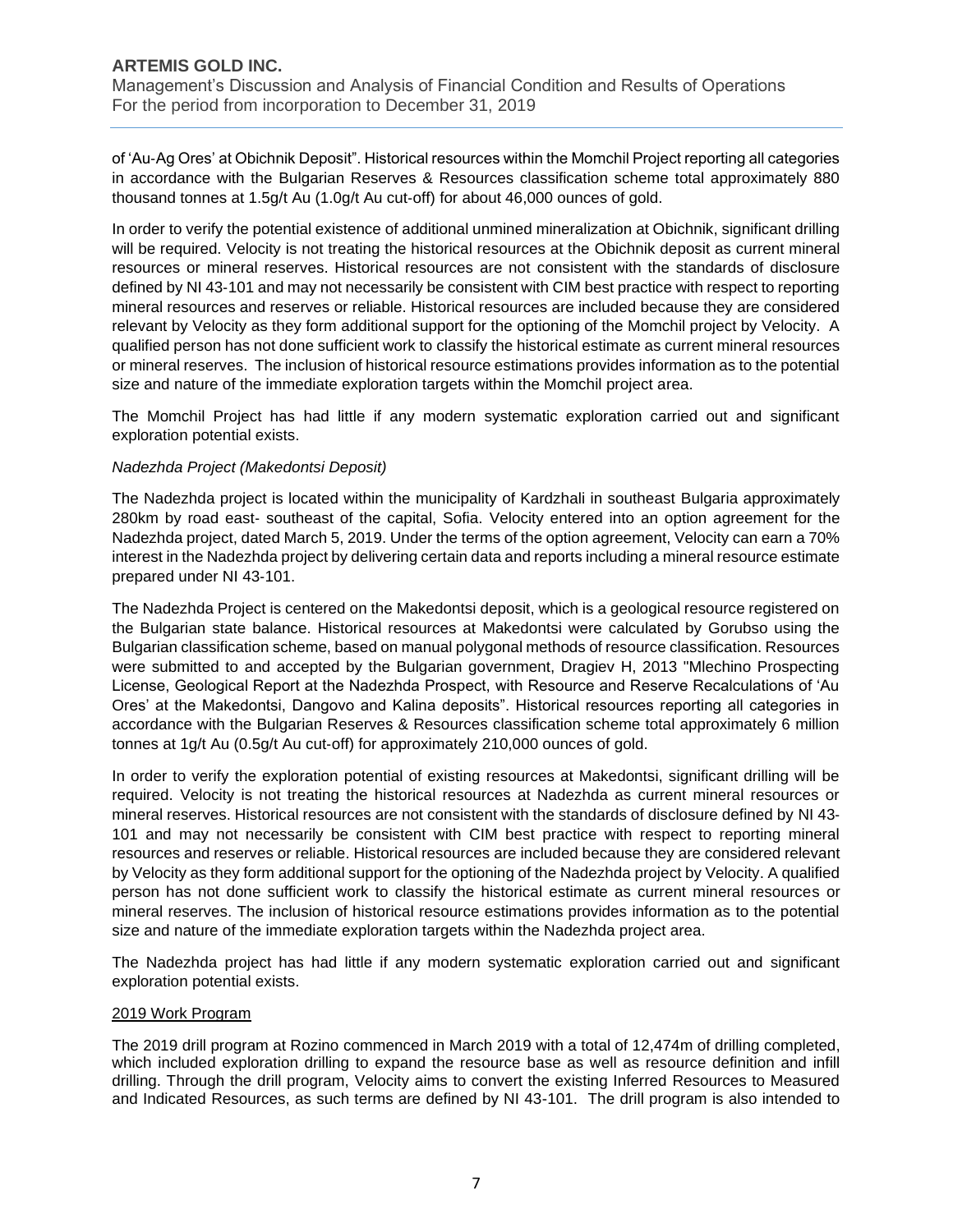of 'Au-Ag Ores' at Obichnik Deposit". Historical resources within the Momchil Project reporting all categories in accordance with the Bulgarian Reserves & Resources classification scheme total approximately 880 thousand tonnes at 1.5g/t Au (1.0g/t Au cut-off) for about 46,000 ounces of gold.

In order to verify the potential existence of additional unmined mineralization at Obichnik, significant drilling will be required. Velocity is not treating the historical resources at the Obichnik deposit as current mineral resources or mineral reserves. Historical resources are not consistent with the standards of disclosure defined by NI 43-101 and may not necessarily be consistent with CIM best practice with respect to reporting mineral resources and reserves or reliable. Historical resources are included because they are considered relevant by Velocity as they form additional support for the optioning of the Momchil project by Velocity. A qualified person has not done sufficient work to classify the historical estimate as current mineral resources or mineral reserves. The inclusion of historical resource estimations provides information as to the potential size and nature of the immediate exploration targets within the Momchil project area.

The Momchil Project has had little if any modern systematic exploration carried out and significant exploration potential exists.

*Nadezhda Project (Makedontsi Deposit)*

The Nadezhda project is located within the municipality of Kardzhali in southeast Bulgaria approximately 280km by road east- southeast of the capital, Sofia. Velocity entered into an option agreement for the Nadezhda project, dated March 5, 2019. Under the terms of the option agreement, Velocity can earn a 70% interest in the Nadezhda project by delivering certain data and reports including a mineral resource estimate prepared under NI 43-101.

The Nadezhda Project is centered on the Makedontsi deposit, which is a geological resource registered on the Bulgarian state balance. Historical resources at Makedontsi were calculated by Gorubso using the Bulgarian classification scheme, based on manual polygonal methods of resource classification. Resources were submitted to and accepted by the Bulgarian government, Dragiev H, 2013 "Mlechino Prospecting License, Geological Report at the Nadezhda Prospect, with Resource and Reserve Recalculations of 'Au Ores' at the Makedontsi, Dangovo and Kalina deposits". Historical resources reporting all categories in accordance with the Bulgarian Reserves & Resources classification scheme total approximately 6 million tonnes at 1g/t Au (0.5g/t Au cut-off) for approximately 210,000 ounces of gold.

In order to verify the exploration potential of existing resources at Makedontsi, significant drilling will be required. Velocity is not treating the historical resources at Nadezhda as current mineral resources or mineral reserves. Historical resources are not consistent with the standards of disclosure defined by NI 43-101 and may not necessarily be consistent with CIM best practice with respect to reporting mineral resources and reserves or reliable. Historical resources are included because they are considered relevant by Velocity as they form additional support for the optioning of the Nadezhda project by Velocity. A qualified person has not done sufficient work to classify the historical estimate as current mineral resources or mineral reserves. The inclusion of historical resource estimations provides information as to the potential size and nature of the immediate exploration targets within the Nadezhda project area.

The Nadezhda project has had little if any modern systematic exploration carried out and significant exploration potential exists.

<u>2019 Work Program</u>

The 2019 drill program at Rozino commenced in March 2019 with a total of 12,474m of drilling completed, which included exploration drilling to expand the resource base as well as resource definition and infill drilling. Through the drill program, Velocity aims to convert the existing Inferred Resources to Measured and Indicated Resources, as such terms are defined by NI 43-101. The drill program is also intended to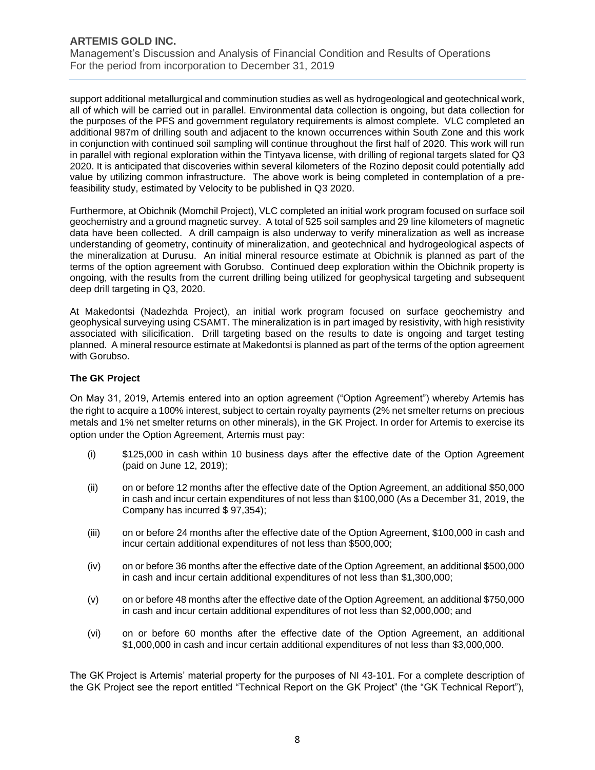support additional metallurgical and comminution studies as well as hydrogeological and geotechnical work, all of which will be carried out in parallel. Environmental data collection is ongoing, but data collection for the purposes of the PFS and government regulatory requirements is almost complete. VLC completed an additional 987m of drilling south and adjacent to the known occurrences within South Zone and this work in conjunction with continued soil sampling will continue throughout the first half of 2020. This work will run in parallel with regional exploration within the Tintyava license, with drilling of regional targets slated for Q3 2020. It is anticipated that discoveries within several kilometers of the Rozino deposit could potentially add value by utilizing common infrastructure. The above work is being completed in contemplation of a pre-feasibility study, estimated by Velocity to be published in Q3 2020.

Furthermore, at Obichnik (Momchil Project), VLC completed an initial work program focused on surface soil geochemistry and a ground magnetic survey. A total of 525 soil samples and 29 line kilometers of magnetic data have been collected. A drill campaign is also underway to verify mineralization as well as increase understanding of geometry, continuity of mineralization, and geotechnical and hydrogeological aspects of the mineralization at Durusu. An initial mineral resource estimate at Obichnik is planned as part of the terms of the option agreement with Gorubso. Continued deep exploration within the Obichnik property is ongoing, with the results from the current drilling being utilized for geophysical targeting and subsequent deep drill targeting in Q3, 2020.

At Makedontsi (Nadezhda Project), an initial work program focused on surface geochemistry and geophysical surveying using CSAMT. The mineralization is in part imaged by resistivity, with high resistivity associated with silicification. Drill targeting based on the results to date is ongoing and target testing planned. A mineral resource estimate at Makedontsi is planned as part of the terms of the option agreement with Gorubso.

### The GK Project

On May 31, 2019, Artemis entered into an option agreement ("Option Agreement") whereby Artemis has the right to acquire a 100% interest, subject to certain royalty payments (2% net smelter returns on precious metals and 1% net smelter returns on other minerals), in the GK Project. In order for Artemis to exercise its option under the Option Agreement, Artemis must pay:

(i) $125,000 in cash within 10 business days after the effective date of the Option Agreement (paid on June 12, 2019);

(ii) on or before 12 months after the effective date of the Option Agreement, an additional $50,000 in cash and incur certain expenditures of not less than $100,000 (As a December 31, 2019, the Company has incurred $ 97,354);

(iii) on or before 24 months after the effective date of the Option Agreement, $100,000 in cash and incur certain additional expenditures of not less than $500,000;

(iv) on or before 36 months after the effective date of the Option Agreement, an additional $500,000 in cash and incur certain additional expenditures of not less than $1,300,000;

(v) on or before 48 months after the effective date of the Option Agreement, an additional $750,000 in cash and incur certain additional expenditures of not less than $2,000,000; and

(vi) on or before 60 months after the effective date of the Option Agreement, an additional $1,000,000 in cash and incur certain additional expenditures of not less than $3,000,000.

The GK Project is Artemis' material property for the purposes of NI 43-101. For a complete description of the GK Project see the report entitled "Technical Report on the GK Project" (the "GK Technical Report"),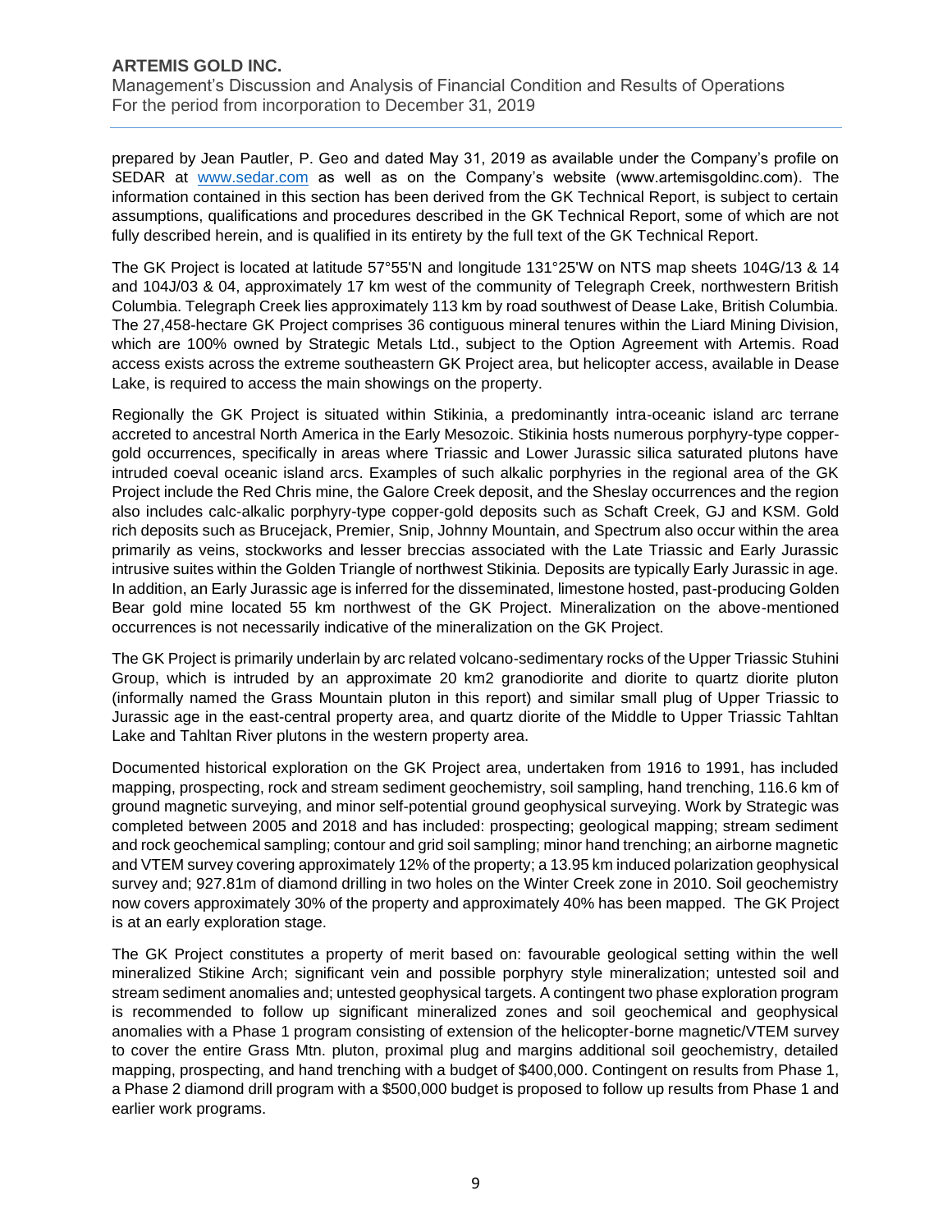prepared by Jean Pautler, P. Geo and dated May 31, 2019 as available under the Company's profile on SEDAR at www.sedar.com as well as on the Company's website (www.artemisgoldinc.com). The information contained in this section has been derived from the GK Technical Report, is subject to certain assumptions, qualifications and procedures described in the GK Technical Report, some of which are not fully described herein, and is qualified in its entirety by the full text of the GK Technical Report.

The GK Project is located at latitude 57°55'N and longitude 131°25'W on NTS map sheets 104G/13 & 14 and 104J/03 & 04, approximately 17 km west of the community of Telegraph Creek, northwestern British Columbia. Telegraph Creek lies approximately 113 km by road southwest of Dease Lake, British Columbia. The 27,458-hectare GK Project comprises 36 contiguous mineral tenures within the Liard Mining Division, which are 100% owned by Strategic Metals Ltd., subject to the Option Agreement with Artemis. Road access exists across the extreme southeastern GK Project area, but helicopter access, available in Dease Lake, is required to access the main showings on the property.

Regionally the GK Project is situated within Stikinia, a predominantly intra-oceanic island arc terrane accreted to ancestral North America in the Early Mesozoic. Stikinia hosts numerous porphyry-type copper-gold occurrences, specifically in areas where Triassic and Lower Jurassic silica saturated plutons have intruded coeval oceanic island arcs. Examples of such alkalic porphyries in the regional area of the GK Project include the Red Chris mine, the Galore Creek deposit, and the Sheslay occurrences and the region also includes calc-alkalic porphyry-type copper-gold deposits such as Schaft Creek, GJ and KSM. Gold rich deposits such as Brucejack, Premier, Snip, Johnny Mountain, and Spectrum also occur within the area primarily as veins, stockworks and lesser breccias associated with the Late Triassic and Early Jurassic intrusive suites within the Golden Triangle of northwest Stikinia. Deposits are typically Early Jurassic in age. In addition, an Early Jurassic age is inferred for the disseminated, limestone hosted, past-producing Golden Bear gold mine located 55 km northwest of the GK Project. Mineralization on the above-mentioned occurrences is not necessarily indicative of the mineralization on the GK Project.

The GK Project is primarily underlain by arc related volcano-sedimentary rocks of the Upper Triassic Stuhini Group, which is intruded by an approximate 20 km2 granodiorite and diorite to quartz diorite pluton (informally named the Grass Mountain pluton in this report) and similar small plug of Upper Triassic to Jurassic age in the east-central property area, and quartz diorite of the Middle to Upper Triassic Tahltan Lake and Tahltan River plutons in the western property area.

Documented historical exploration on the GK Project area, undertaken from 1916 to 1991, has included mapping, prospecting, rock and stream sediment geochemistry, soil sampling, hand trenching, 116.6 km of ground magnetic surveying, and minor self-potential ground geophysical surveying. Work by Strategic was completed between 2005 and 2018 and has included: prospecting; geological mapping; stream sediment and rock geochemical sampling; contour and grid soil sampling; minor hand trenching; an airborne magnetic and VTEM survey covering approximately 12% of the property; a 13.95 km induced polarization geophysical survey and; 927.81m of diamond drilling in two holes on the Winter Creek zone in 2010. Soil geochemistry now covers approximately 30% of the property and approximately 40% has been mapped. The GK Project is at an early exploration stage.

The GK Project constitutes a property of merit based on: favourable geological setting within the well mineralized Stikine Arch; significant vein and possible porphyry style mineralization; untested soil and stream sediment anomalies and; untested geophysical targets. A contingent two phase exploration program is recommended to follow up significant mineralized zones and soil geochemical and geophysical anomalies with a Phase 1 program consisting of extension of the helicopter-borne magnetic/VTEM survey to cover the entire Grass Mtn. pluton, proximal plug and margins additional soil geochemistry, detailed mapping, prospecting, and hand trenching with a budget of $400,000. Contingent on results from Phase 1, a Phase 2 diamond drill program with a $500,000 budget is proposed to follow up results from Phase 1 and earlier work programs.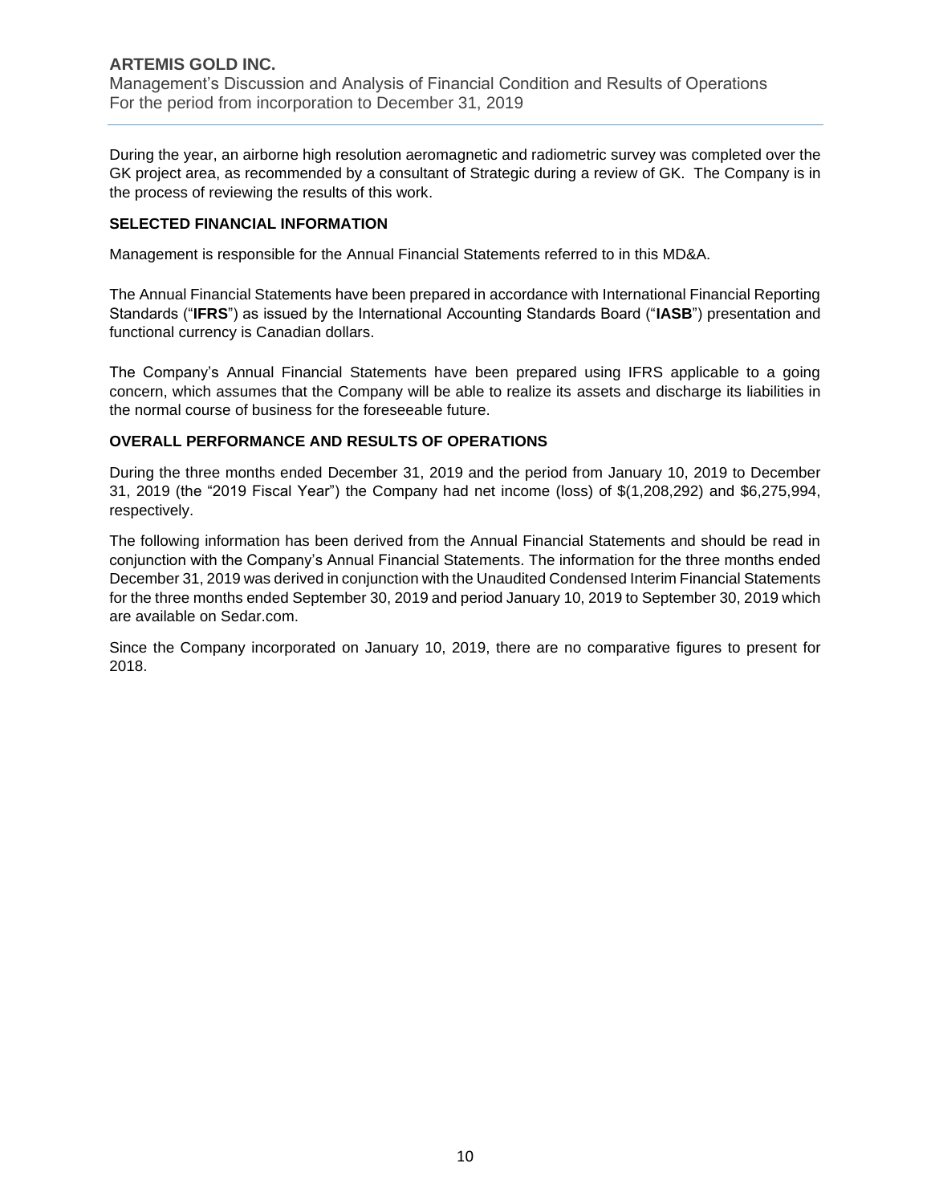During the year, an airborne high resolution aeromagnetic and radiometric survey was completed over the GK project area, as recommended by a consultant of Strategic during a review of GK. The Company is in the process of reviewing the results of this work.

## SELECTED FINANCIAL INFORMATION

Management is responsible for the Annual Financial Statements referred to in this MD&A.

The Annual Financial Statements have been prepared in accordance with International Financial Reporting Standards ("**IFRS**") as issued by the International Accounting Standards Board ("**IASB**") presentation and functional currency is Canadian dollars.

The Company's Annual Financial Statements have been prepared using IFRS applicable to a going concern, which assumes that the Company will be able to realize its assets and discharge its liabilities in the normal course of business for the foreseeable future.

## OVERALL PERFORMANCE AND RESULTS OF OPERATIONS

During the three months ended December 31, 2019 and the period from January 10, 2019 to December 31, 2019 (the "2019 Fiscal Year") the Company had net income (loss) of $(1,208,292) and $6,275,994, respectively.

The following information has been derived from the Annual Financial Statements and should be read in conjunction with the Company's Annual Financial Statements. The information for the three months ended December 31, 2019 was derived in conjunction with the Unaudited Condensed Interim Financial Statements for the three months ended September 30, 2019 and period January 10, 2019 to September 30, 2019 which are available on Sedar.com.

Since the Company incorporated on January 10, 2019, there are no comparative figures to present for 2018.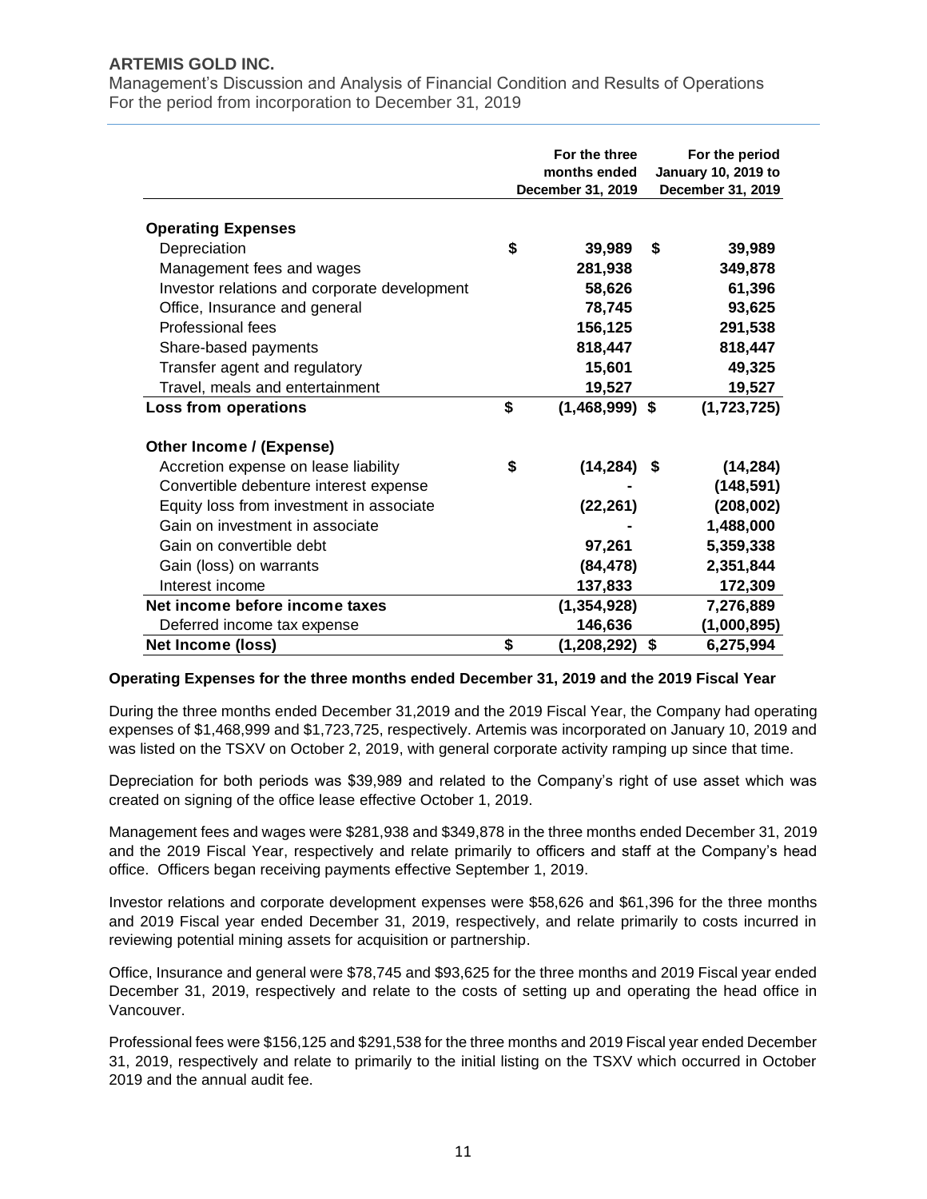| | For the three months ended December 31, 2019 | For the period January 10, 2019 to December 31, 2019 |
|---|---|---|
| **Operating Expenses** | | |
| Depreciation | $ 39,989 | $ 39,989 |
| Management fees and wages | 281,938 | 349,878 |
| Investor relations and corporate development | 58,626 | 61,396 |
| Office, Insurance and general | 78,745 | 93,625 |
| Professional fees | 156,125 | 291,538 |
| Share-based payments | 818,447 | 818,447 |
| Transfer agent and regulatory | 15,601 | 49,325 |
| Travel, meals and entertainment | 19,527 | 19,527 |
| **Loss from operations** | $ (1,468,999) | $ (1,723,725) |
| **Other Income / (Expense)** | | |
| Accretion expense on lease liability | $ (14,284) | $ (14,284) |
| Convertible debenture interest expense | - | (148,591) |
| Equity loss from investment in associate | (22,261) | (208,002) |
| Gain on investment in associate | - | 1,488,000 |
| Gain on convertible debt | 97,261 | 5,359,338 |
| Gain (loss) on warrants | (84,478) | 2,351,844 |
| Interest income | 137,833 | 172,309 |
| **Net income before income taxes** | (1,354,928) | 7,276,889 |
| Deferred income tax expense | 146,636 | (1,000,895) |
| **Net Income (loss)** | $ (1,208,292) | $ 6,275,994 |

**Operating Expenses for the three months ended December 31, 2019 and the 2019 Fiscal Year**

During the three months ended December 31,2019 and the 2019 Fiscal Year, the Company had operating expenses of $1,468,999 and $1,723,725, respectively. Artemis was incorporated on January 10, 2019 and was listed on the TSXV on October 2, 2019, with general corporate activity ramping up since that time.

Depreciation for both periods was $39,989 and related to the Company's right of use asset which was created on signing of the office lease effective October 1, 2019.

Management fees and wages were $281,938 and $349,878 in the three months ended December 31, 2019 and the 2019 Fiscal Year, respectively and relate primarily to officers and staff at the Company's head office. Officers began receiving payments effective September 1, 2019.

Investor relations and corporate development expenses were $58,626 and $61,396 for the three months and 2019 Fiscal year ended December 31, 2019, respectively, and relate primarily to costs incurred in reviewing potential mining assets for acquisition or partnership.

Office, Insurance and general were $78,745 and $93,625 for the three months and 2019 Fiscal year ended December 31, 2019, respectively and relate to the costs of setting up and operating the head office in Vancouver.

Professional fees were $156,125 and $291,538 for the three months and 2019 Fiscal year ended December 31, 2019, respectively and relate to primarily to the initial listing on the TSXV which occurred in October 2019 and the annual audit fee.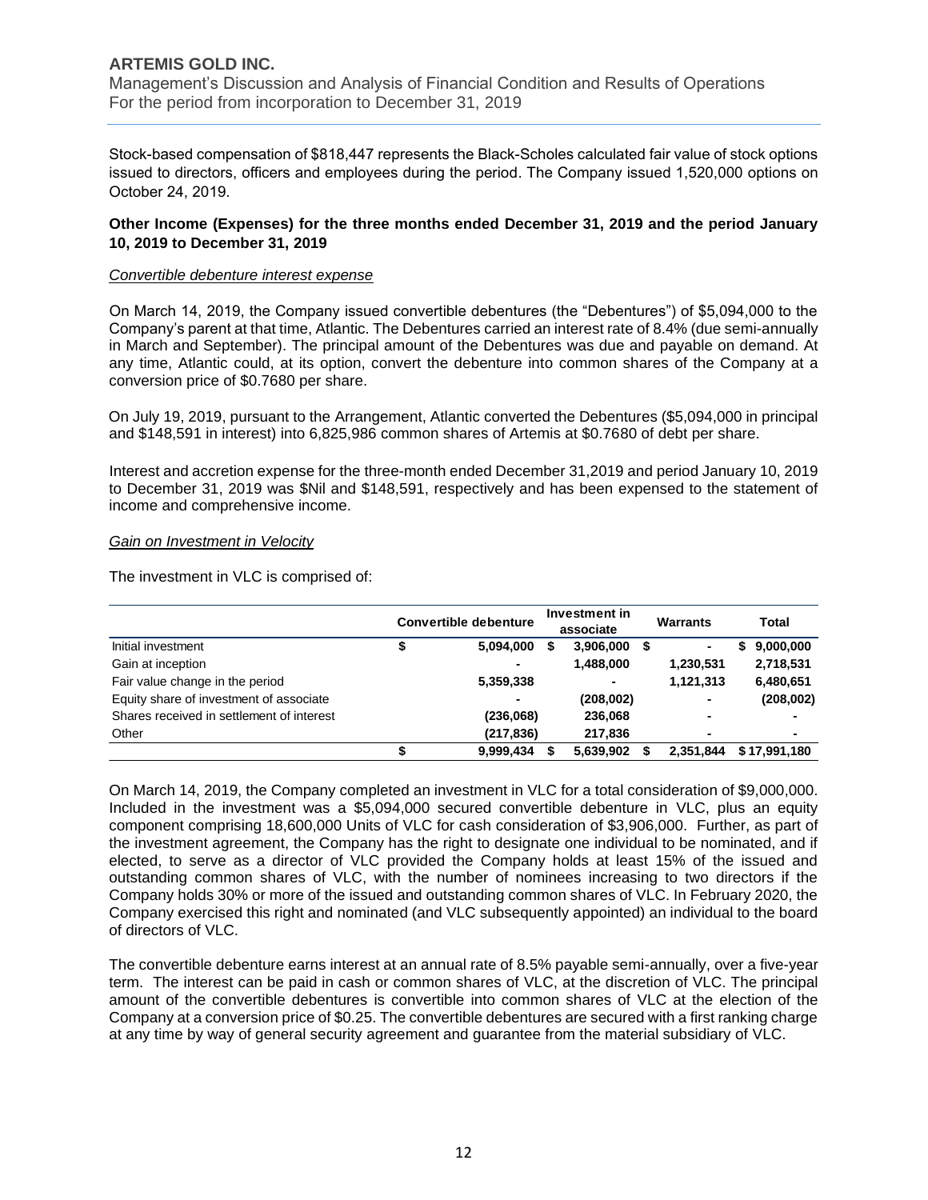Stock-based compensation of $818,447 represents the Black-Scholes calculated fair value of stock options issued to directors, officers and employees during the period. The Company issued 1,520,000 options on October 24, 2019.

**Other Income (Expenses) for the three months ended December 31, 2019 and the period January 10, 2019 to December 31, 2019**

*Convertible debenture interest expense*

On March 14, 2019, the Company issued convertible debentures (the "Debentures") of $5,094,000 to the Company's parent at that time, Atlantic. The Debentures carried an interest rate of 8.4% (due semi-annually in March and September). The principal amount of the Debentures was due and payable on demand. At any time, Atlantic could, at its option, convert the debenture into common shares of the Company at a conversion price of $0.7680 per share.

On July 19, 2019, pursuant to the Arrangement, Atlantic converted the Debentures ($5,094,000 in principal and $148,591 in interest) into 6,825,986 common shares of Artemis at $0.7680 of debt per share.

Interest and accretion expense for the three-month ended December 31,2019 and period January 10, 2019 to December 31, 2019 was $Nil and $148,591, respectively and has been expensed to the statement of income and comprehensive income.

*Gain on Investment in Velocity*

The investment in VLC is comprised of:

| | Convertible debenture | Investment in associate | Warrants | Total |
|---|---|---|---|---|
| Initial investment | $ 5,094,000 | $ 3,906,000 | $ - | $ 9,000,000 |
| Gain at inception | - | 1,488,000 | 1,230,531 | 2,718,531 |
| Fair value change in the period | 5,359,338 | - | 1,121,313 | 6,480,651 |
| Equity share of investment of associate | - | (208,002) | - | (208,002) |
| Shares received in settlement of interest | (236,068) | 236,068 | - | - |
| Other | (217,836) | 217,836 | - | - |
| | $ 9,999,434 | $ 5,639,902 | $ 2,351,844 | $ 17,991,180 |

On March 14, 2019, the Company completed an investment in VLC for a total consideration of $9,000,000. Included in the investment was a $5,094,000 secured convertible debenture in VLC, plus an equity component comprising 18,600,000 Units of VLC for cash consideration of $3,906,000. Further, as part of the investment agreement, the Company has the right to designate one individual to be nominated, and if elected, to serve as a director of VLC provided the Company holds at least 15% of the issued and outstanding common shares of VLC, with the number of nominees increasing to two directors if the Company holds 30% or more of the issued and outstanding common shares of VLC. In February 2020, the Company exercised this right and nominated (and VLC subsequently appointed) an individual to the board of directors of VLC.

The convertible debenture earns interest at an annual rate of 8.5% payable semi-annually, over a five-year term. The interest can be paid in cash or common shares of VLC, at the discretion of VLC. The principal amount of the convertible debentures is convertible into common shares of VLC at the election of the Company at a conversion price of $0.25. The convertible debentures are secured with a first ranking charge at any time by way of general security agreement and guarantee from the material subsidiary of VLC.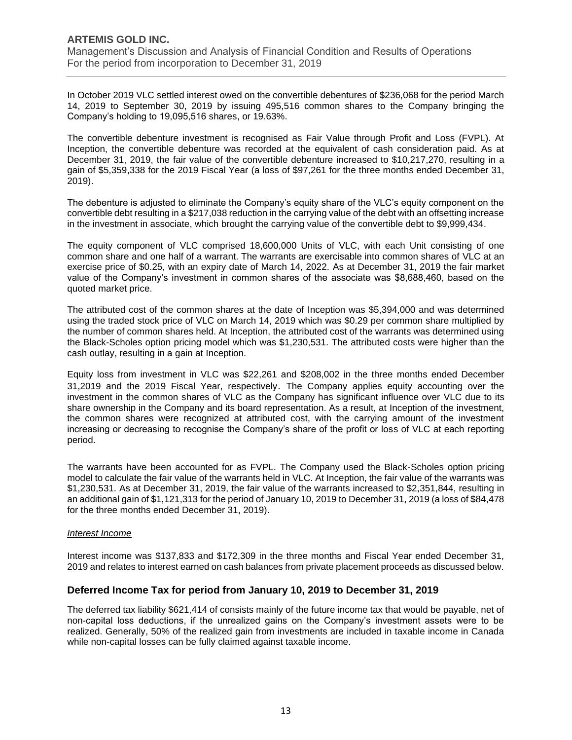In October 2019 VLC settled interest owed on the convertible debentures of $236,068 for the period March 14, 2019 to September 30, 2019 by issuing 495,516 common shares to the Company bringing the Company's holding to 19,095,516 shares, or 19.63%.

The convertible debenture investment is recognised as Fair Value through Profit and Loss (FVPL). At Inception, the convertible debenture was recorded at the equivalent of cash consideration paid. As at December 31, 2019, the fair value of the convertible debenture increased to $10,217,270, resulting in a gain of $5,359,338 for the 2019 Fiscal Year (a loss of $97,261 for the three months ended December 31, 2019).

The debenture is adjusted to eliminate the Company's equity share of the VLC's equity component on the convertible debt resulting in a $217,038 reduction in the carrying value of the debt with an offsetting increase in the investment in associate, which brought the carrying value of the convertible debt to $9,999,434.

The equity component of VLC comprised 18,600,000 Units of VLC, with each Unit consisting of one common share and one half of a warrant. The warrants are exercisable into common shares of VLC at an exercise price of $0.25, with an expiry date of March 14, 2022. As at December 31, 2019 the fair market value of the Company's investment in common shares of the associate was $8,688,460, based on the quoted market price.

The attributed cost of the common shares at the date of Inception was $5,394,000 and was determined using the traded stock price of VLC on March 14, 2019 which was $0.29 per common share multiplied by the number of common shares held. At Inception, the attributed cost of the warrants was determined using the Black-Scholes option pricing model which was $1,230,531. The attributed costs were higher than the cash outlay, resulting in a gain at Inception.

Equity loss from investment in VLC was $22,261 and $208,002 in the three months ended December 31,2019 and the 2019 Fiscal Year, respectively. The Company applies equity accounting over the investment in the common shares of VLC as the Company has significant influence over VLC due to its share ownership in the Company and its board representation. As a result, at Inception of the investment, the common shares were recognized at attributed cost, with the carrying amount of the investment increasing or decreasing to recognise the Company's share of the profit or loss of VLC at each reporting period.

The warrants have been accounted for as FVPL. The Company used the Black-Scholes option pricing model to calculate the fair value of the warrants held in VLC. At Inception, the fair value of the warrants was $1,230,531. As at December 31, 2019, the fair value of the warrants increased to $2,351,844, resulting in an additional gain of $1,121,313 for the period of January 10, 2019 to December 31, 2019 (a loss of $84,478 for the three months ended December 31, 2019).

*Interest Income*

Interest income was $137,833 and $172,309 in the three months and Fiscal Year ended December 31, 2019 and relates to interest earned on cash balances from private placement proceeds as discussed below.

## Deferred Income Tax for period from January 10, 2019 to December 31, 2019

The deferred tax liability $621,414 of consists mainly of the future income tax that would be payable, net of non-capital loss deductions, if the unrealized gains on the Company's investment assets were to be realized. Generally, 50% of the realized gain from investments are included in taxable income in Canada while non-capital losses can be fully claimed against taxable income.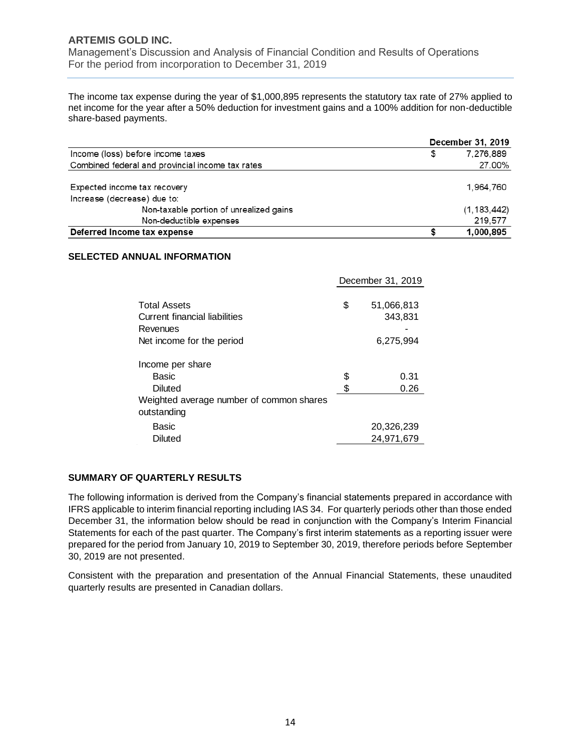The income tax expense during the year of $1,000,895 represents the statutory tax rate of 27% applied to net income for the year after a 50% deduction for investment gains and a 100% addition for non-deductible share-based payments.

| | December 31, 2019 |
|---|---|
| Income (loss) before income taxes | $ 7,276,889 |
| Combined federal and provincial income tax rates | 27.00% |
| | |
| Expected income tax recovery | 1,964,760 |
| Increase (decrease) due to: | |
| Non-taxable portion of unrealized gains | (1,183,442) |
| Non-deductible expenses | 219,577 |
| **Deferred Income tax expense** | **$ 1,000,895** |

## SELECTED ANNUAL INFORMATION

| | December 31, 2019 |
|---|---|
| Total Assets | $ 51,066,813 |
| Current financial liabilities | 343,831 |
| Revenues | - |
| Net income for the period | 6,275,994 |
| | |
| Income per share | |
| Basic | $ 0.31 |
| Diluted | $ 0.26 |
| Weighted average number of common shares outstanding | |
| Basic | 20,326,239 |
| Diluted | 24,971,679 |

## SUMMARY OF QUARTERLY RESULTS

The following information is derived from the Company's financial statements prepared in accordance with IFRS applicable to interim financial reporting including IAS 34. For quarterly periods other than those ended December 31, the information below should be read in conjunction with the Company's Interim Financial Statements for each of the past quarter. The Company's first interim statements as a reporting issuer were prepared for the period from January 10, 2019 to September 30, 2019, therefore periods before September 30, 2019 are not presented.

Consistent with the preparation and presentation of the Annual Financial Statements, these unaudited quarterly results are presented in Canadian dollars.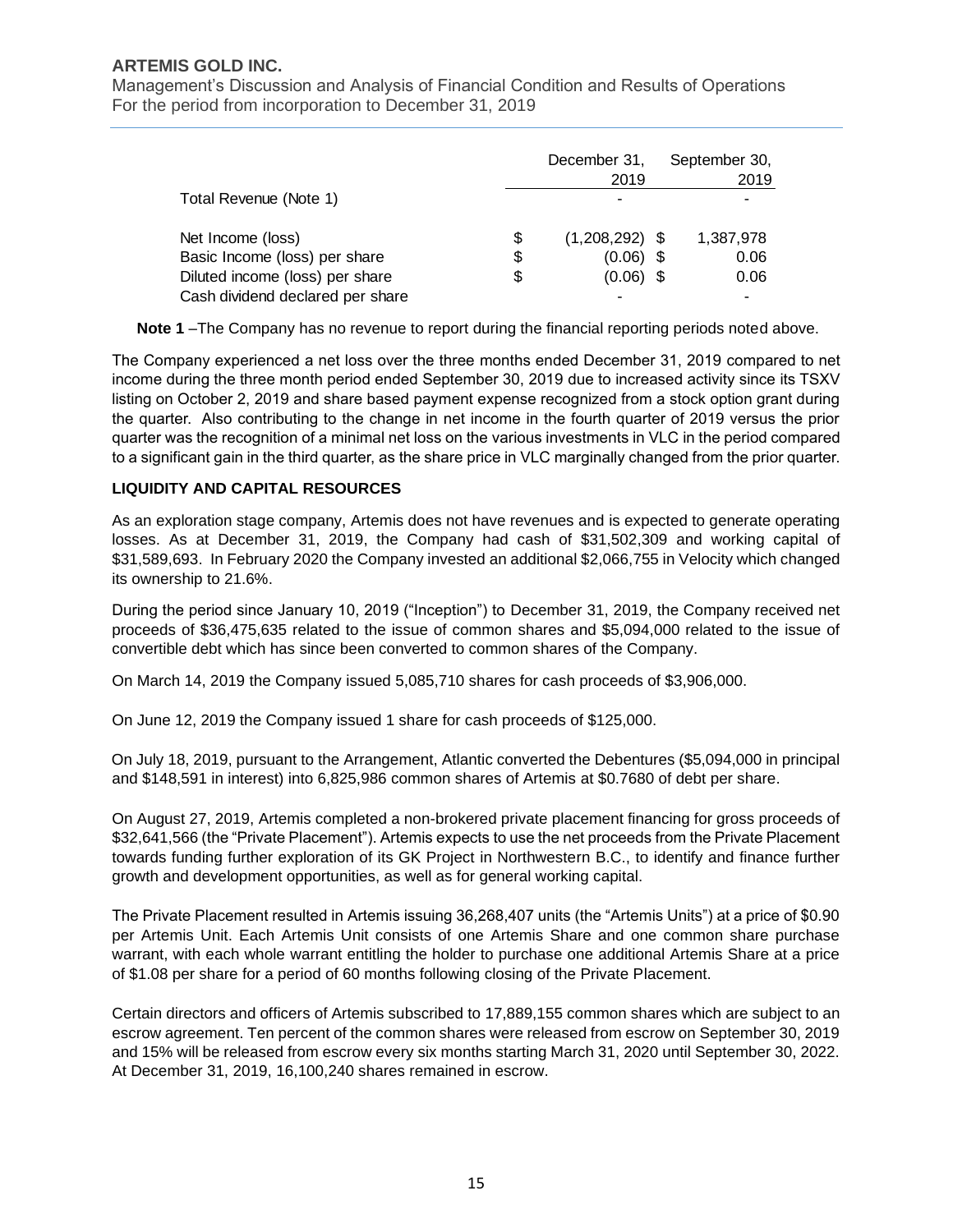| | December 31, 2019 | September 30, 2019 |
|---|---|---|
| Total Revenue (Note 1) | - | - |
| Net Income (loss) | $ (1,208,292) | $ 1,387,978 |
| Basic Income (loss) per share | $ (0.06) | $ 0.06 |
| Diluted income (loss) per share | $ (0.06) | $ 0.06 |
| Cash dividend declared per share | - | - |

**Note 1** –The Company has no revenue to report during the financial reporting periods noted above.

The Company experienced a net loss over the three months ended December 31, 2019 compared to net income during the three month period ended September 30, 2019 due to increased activity since its TSXV listing on October 2, 2019 and share based payment expense recognized from a stock option grant during the quarter. Also contributing to the change in net income in the fourth quarter of 2019 versus the prior quarter was the recognition of a minimal net loss on the various investments in VLC in the period compared to a significant gain in the third quarter, as the share price in VLC marginally changed from the prior quarter.

## LIQUIDITY AND CAPITAL RESOURCES

As an exploration stage company, Artemis does not have revenues and is expected to generate operating losses. As at December 31, 2019, the Company had cash of $31,502,309 and working capital of $31,589,693. In February 2020 the Company invested an additional $2,066,755 in Velocity which changed its ownership to 21.6%.

During the period since January 10, 2019 ("Inception") to December 31, 2019, the Company received net proceeds of $36,475,635 related to the issue of common shares and $5,094,000 related to the issue of convertible debt which has since been converted to common shares of the Company.

On March 14, 2019 the Company issued 5,085,710 shares for cash proceeds of $3,906,000.

On June 12, 2019 the Company issued 1 share for cash proceeds of $125,000.

On July 18, 2019, pursuant to the Arrangement, Atlantic converted the Debentures ($5,094,000 in principal and $148,591 in interest) into 6,825,986 common shares of Artemis at $0.7680 of debt per share.

On August 27, 2019, Artemis completed a non-brokered private placement financing for gross proceeds of $32,641,566 (the "Private Placement"). Artemis expects to use the net proceeds from the Private Placement towards funding further exploration of its GK Project in Northwestern B.C., to identify and finance further growth and development opportunities, as well as for general working capital.

The Private Placement resulted in Artemis issuing 36,268,407 units (the "Artemis Units") at a price of $0.90 per Artemis Unit. Each Artemis Unit consists of one Artemis Share and one common share purchase warrant, with each whole warrant entitling the holder to purchase one additional Artemis Share at a price of $1.08 per share for a period of 60 months following closing of the Private Placement.

Certain directors and officers of Artemis subscribed to 17,889,155 common shares which are subject to an escrow agreement. Ten percent of the common shares were released from escrow on September 30, 2019 and 15% will be released from escrow every six months starting March 31, 2020 until September 30, 2022. At December 31, 2019, 16,100,240 shares remained in escrow.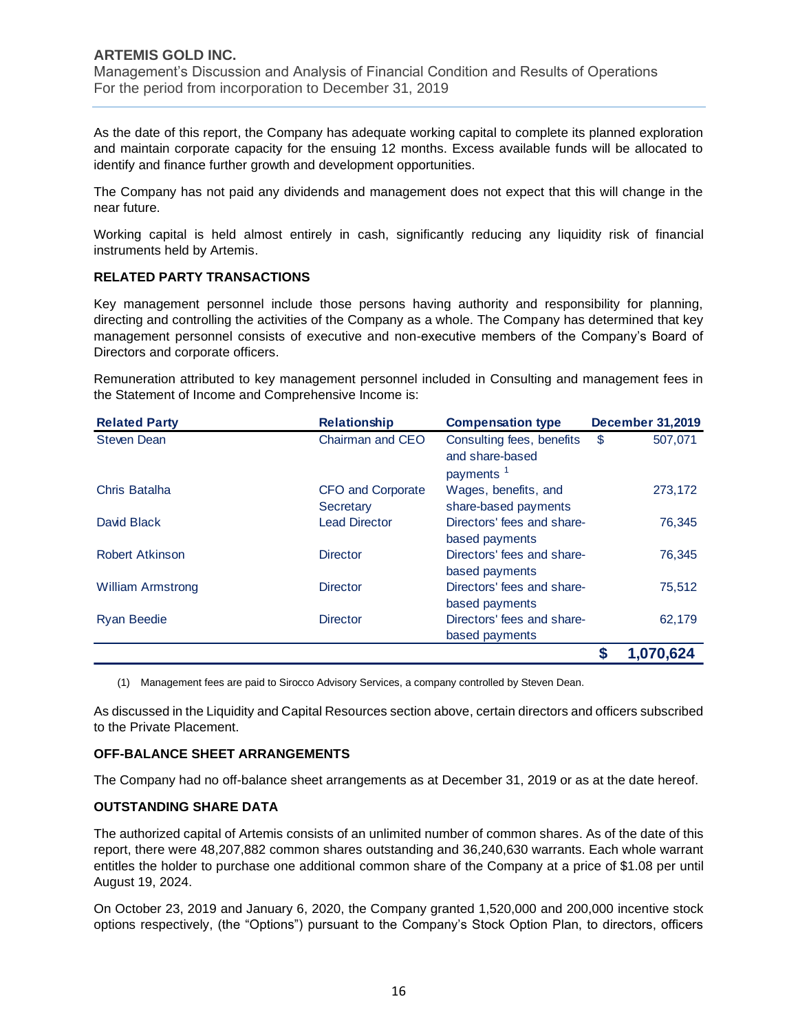As the date of this report, the Company has adequate working capital to complete its planned exploration and maintain corporate capacity for the ensuing 12 months. Excess available funds will be allocated to identify and finance further growth and development opportunities.

The Company has not paid any dividends and management does not expect that this will change in the near future.

Working capital is held almost entirely in cash, significantly reducing any liquidity risk of financial instruments held by Artemis.

### RELATED PARTY TRANSACTIONS

Key management personnel include those persons having authority and responsibility for planning, directing and controlling the activities of the Company as a whole. The Company has determined that key management personnel consists of executive and non-executive members of the Company's Board of Directors and corporate officers.

Remuneration attributed to key management personnel included in Consulting and management fees in the Statement of Income and Comprehensive Income is:

| Related Party | Relationship | Compensation type | December 31,2019 |
|---|---|---|---|
| Steven Dean | Chairman and CEO | Consulting fees, benefits and share-based payments [1] | $ 507,071 |
| Chris Batalha | CFO and Corporate Secretary | Wages, benefits, and share-based payments | 273,172 |
| David Black | Lead Director | Directors' fees and share-based payments | 76,345 |
| Robert Atkinson | Director | Directors' fees and share-based payments | 76,345 |
| William Armstrong | Director | Directors' fees and share-based payments | 75,512 |
| Ryan Beedie | Director | Directors' fees and share-based payments | 62,179 |
| | | | **$ 1,070,624** |

(1) Management fees are paid to Sirocco Advisory Services, a company controlled by Steven Dean.

As discussed in the Liquidity and Capital Resources section above, certain directors and officers subscribed to the Private Placement.

### OFF-BALANCE SHEET ARRANGEMENTS

The Company had no off-balance sheet arrangements as at December 31, 2019 or as at the date hereof.

### OUTSTANDING SHARE DATA

The authorized capital of Artemis consists of an unlimited number of common shares. As of the date of this report, there were 48,207,882 common shares outstanding and 36,240,630 warrants. Each whole warrant entitles the holder to purchase one additional common share of the Company at a price of $1.08 per until August 19, 2024.

On October 23, 2019 and January 6, 2020, the Company granted 1,520,000 and 200,000 incentive stock options respectively, (the "Options") pursuant to the Company's Stock Option Plan, to directors, officers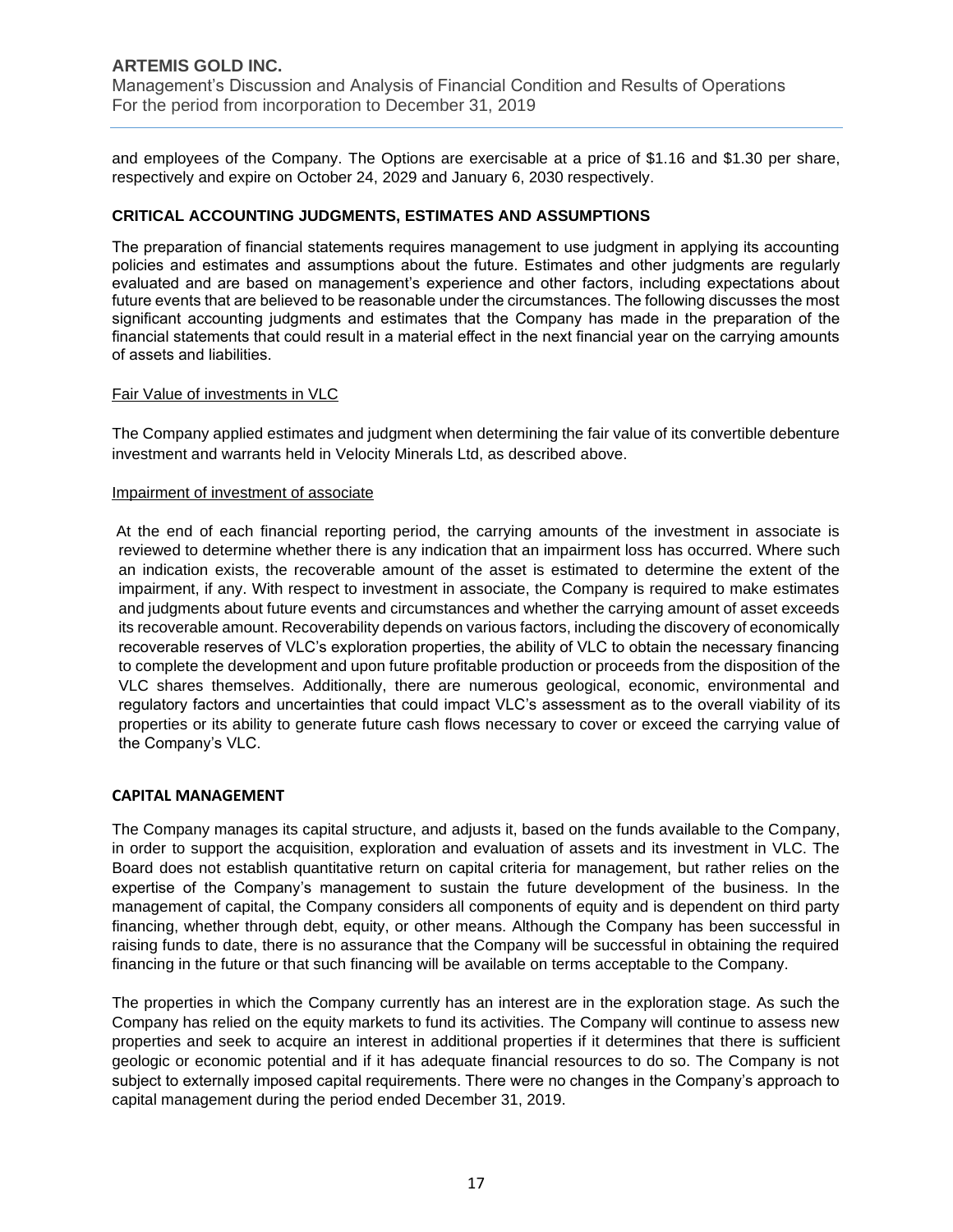and employees of the Company. The Options are exercisable at a price of $1.16 and $1.30 per share, respectively and expire on October 24, 2029 and January 6, 2030 respectively.

## CRITICAL ACCOUNTING JUDGMENTS, ESTIMATES AND ASSUMPTIONS

The preparation of financial statements requires management to use judgment in applying its accounting policies and estimates and assumptions about the future. Estimates and other judgments are regularly evaluated and are based on management's experience and other factors, including expectations about future events that are believed to be reasonable under the circumstances. The following discusses the most significant accounting judgments and estimates that the Company has made in the preparation of the financial statements that could result in a material effect in the next financial year on the carrying amounts of assets and liabilities.

Fair Value of investments in VLC

The Company applied estimates and judgment when determining the fair value of its convertible debenture investment and warrants held in Velocity Minerals Ltd, as described above.

Impairment of investment of associate

At the end of each financial reporting period, the carrying amounts of the investment in associate is reviewed to determine whether there is any indication that an impairment loss has occurred. Where such an indication exists, the recoverable amount of the asset is estimated to determine the extent of the impairment, if any. With respect to investment in associate, the Company is required to make estimates and judgments about future events and circumstances and whether the carrying amount of asset exceeds its recoverable amount. Recoverability depends on various factors, including the discovery of economically recoverable reserves of VLC's exploration properties, the ability of VLC to obtain the necessary financing to complete the development and upon future profitable production or proceeds from the disposition of the VLC shares themselves. Additionally, there are numerous geological, economic, environmental and regulatory factors and uncertainties that could impact VLC's assessment as to the overall viability of its properties or its ability to generate future cash flows necessary to cover or exceed the carrying value of the Company's VLC.

## CAPITAL MANAGEMENT

The Company manages its capital structure, and adjusts it, based on the funds available to the Company, in order to support the acquisition, exploration and evaluation of assets and its investment in VLC. The Board does not establish quantitative return on capital criteria for management, but rather relies on the expertise of the Company's management to sustain the future development of the business. In the management of capital, the Company considers all components of equity and is dependent on third party financing, whether through debt, equity, or other means. Although the Company has been successful in raising funds to date, there is no assurance that the Company will be successful in obtaining the required financing in the future or that such financing will be available on terms acceptable to the Company.

The properties in which the Company currently has an interest are in the exploration stage. As such the Company has relied on the equity markets to fund its activities. The Company will continue to assess new properties and seek to acquire an interest in additional properties if it determines that there is sufficient geologic or economic potential and if it has adequate financial resources to do so. The Company is not subject to externally imposed capital requirements. There were no changes in the Company's approach to capital management during the period ended December 31, 2019.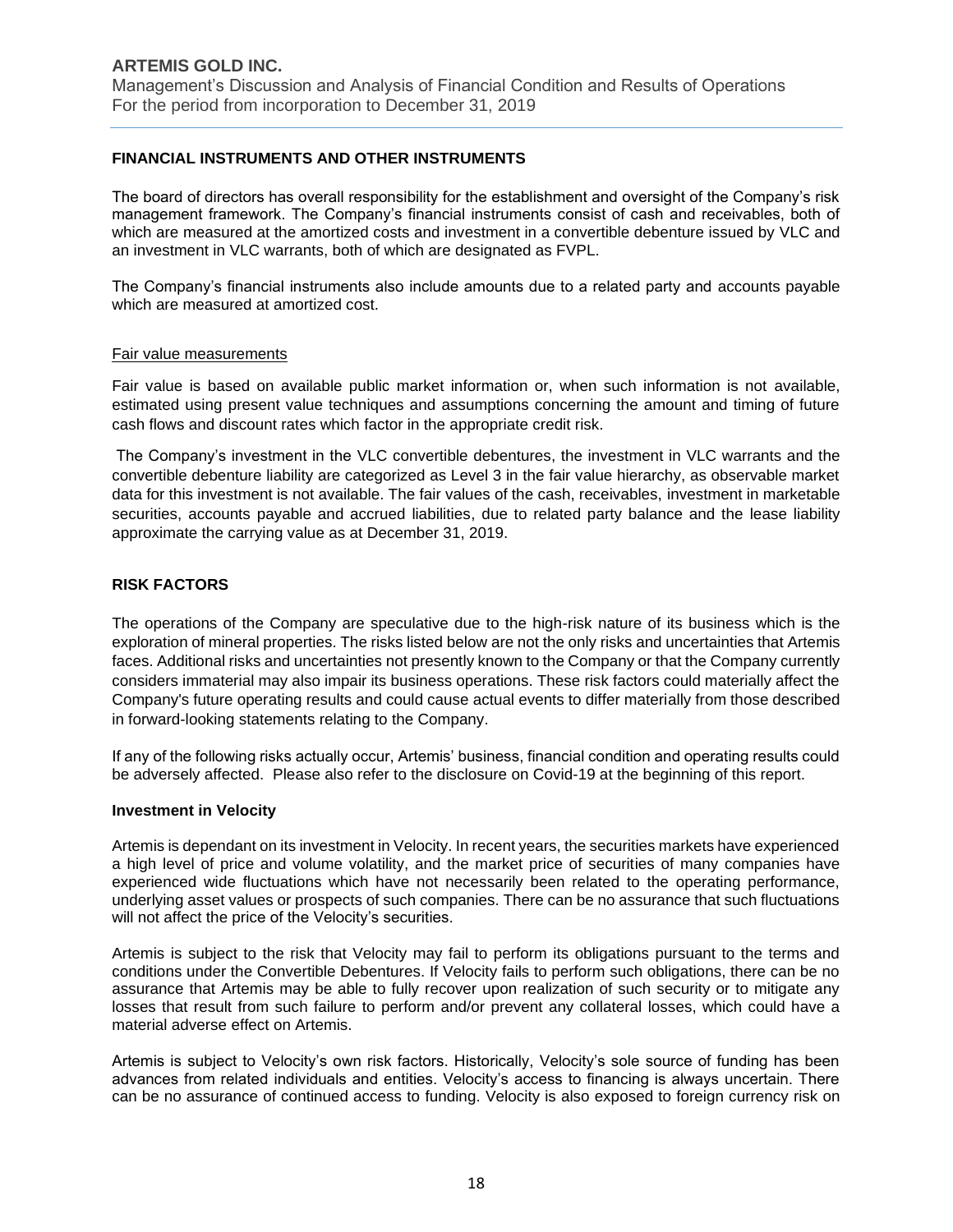## FINANCIAL INSTRUMENTS AND OTHER INSTRUMENTS

The board of directors has overall responsibility for the establishment and oversight of the Company's risk management framework. The Company's financial instruments consist of cash and receivables, both of which are measured at the amortized costs and investment in a convertible debenture issued by VLC and an investment in VLC warrants, both of which are designated as FVPL.

The Company's financial instruments also include amounts due to a related party and accounts payable which are measured at amortized cost.

### Fair value measurements

Fair value is based on available public market information or, when such information is not available, estimated using present value techniques and assumptions concerning the amount and timing of future cash flows and discount rates which factor in the appropriate credit risk.

The Company's investment in the VLC convertible debentures, the investment in VLC warrants and the convertible debenture liability are categorized as Level 3 in the fair value hierarchy, as observable market data for this investment is not available. The fair values of the cash, receivables, investment in marketable securities, accounts payable and accrued liabilities, due to related party balance and the lease liability approximate the carrying value as at December 31, 2019.

## RISK FACTORS

The operations of the Company are speculative due to the high-risk nature of its business which is the exploration of mineral properties. The risks listed below are not the only risks and uncertainties that Artemis faces. Additional risks and uncertainties not presently known to the Company or that the Company currently considers immaterial may also impair its business operations. These risk factors could materially affect the Company's future operating results and could cause actual events to differ materially from those described in forward-looking statements relating to the Company.

If any of the following risks actually occur, Artemis' business, financial condition and operating results could be adversely affected. Please also refer to the disclosure on Covid-19 at the beginning of this report.

### Investment in Velocity

Artemis is dependant on its investment in Velocity. In recent years, the securities markets have experienced a high level of price and volume volatility, and the market price of securities of many companies have experienced wide fluctuations which have not necessarily been related to the operating performance, underlying asset values or prospects of such companies. There can be no assurance that such fluctuations will not affect the price of the Velocity's securities.

Artemis is subject to the risk that Velocity may fail to perform its obligations pursuant to the terms and conditions under the Convertible Debentures. If Velocity fails to perform such obligations, there can be no assurance that Artemis may be able to fully recover upon realization of such security or to mitigate any losses that result from such failure to perform and/or prevent any collateral losses, which could have a material adverse effect on Artemis.

Artemis is subject to Velocity's own risk factors. Historically, Velocity's sole source of funding has been advances from related individuals and entities. Velocity's access to financing is always uncertain. There can be no assurance of continued access to funding. Velocity is also exposed to foreign currency risk on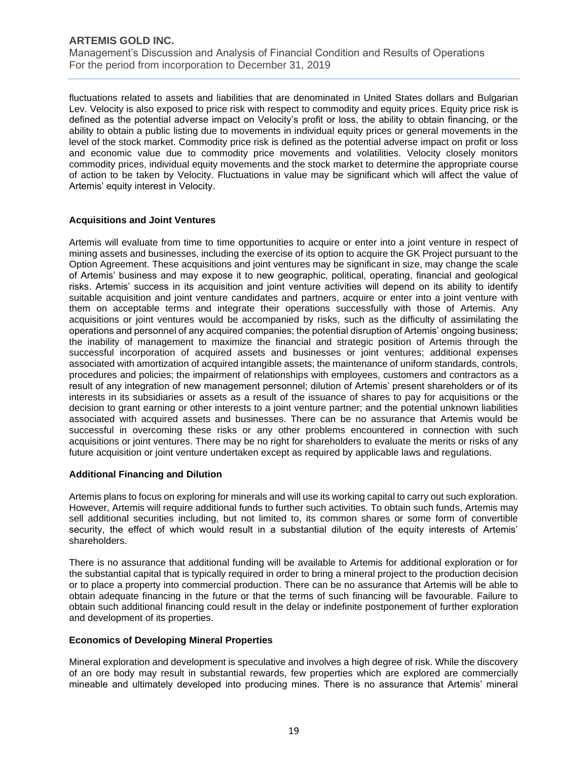fluctuations related to assets and liabilities that are denominated in United States dollars and Bulgarian Lev. Velocity is also exposed to price risk with respect to commodity and equity prices. Equity price risk is defined as the potential adverse impact on Velocity's profit or loss, the ability to obtain financing, or the ability to obtain a public listing due to movements in individual equity prices or general movements in the level of the stock market. Commodity price risk is defined as the potential adverse impact on profit or loss and economic value due to commodity price movements and volatilities. Velocity closely monitors commodity prices, individual equity movements and the stock market to determine the appropriate course of action to be taken by Velocity. Fluctuations in value may be significant which will affect the value of Artemis' equity interest in Velocity.

**Acquisitions and Joint Ventures**

Artemis will evaluate from time to time opportunities to acquire or enter into a joint venture in respect of mining assets and businesses, including the exercise of its option to acquire the GK Project pursuant to the Option Agreement. These acquisitions and joint ventures may be significant in size, may change the scale of Artemis' business and may expose it to new geographic, political, operating, financial and geological risks. Artemis' success in its acquisition and joint venture activities will depend on its ability to identify suitable acquisition and joint venture candidates and partners, acquire or enter into a joint venture with them on acceptable terms and integrate their operations successfully with those of Artemis. Any acquisitions or joint ventures would be accompanied by risks, such as the difficulty of assimilating the operations and personnel of any acquired companies; the potential disruption of Artemis' ongoing business; the inability of management to maximize the financial and strategic position of Artemis through the successful incorporation of acquired assets and businesses or joint ventures; additional expenses associated with amortization of acquired intangible assets; the maintenance of uniform standards, controls, procedures and policies; the impairment of relationships with employees, customers and contractors as a result of any integration of new management personnel; dilution of Artemis' present shareholders or of its interests in its subsidiaries or assets as a result of the issuance of shares to pay for acquisitions or the decision to grant earning or other interests to a joint venture partner; and the potential unknown liabilities associated with acquired assets and businesses. There can be no assurance that Artemis would be successful in overcoming these risks or any other problems encountered in connection with such acquisitions or joint ventures. There may be no right for shareholders to evaluate the merits or risks of any future acquisition or joint venture undertaken except as required by applicable laws and regulations.

**Additional Financing and Dilution**

Artemis plans to focus on exploring for minerals and will use its working capital to carry out such exploration. However, Artemis will require additional funds to further such activities. To obtain such funds, Artemis may sell additional securities including, but not limited to, its common shares or some form of convertible security, the effect of which would result in a substantial dilution of the equity interests of Artemis' shareholders.

There is no assurance that additional funding will be available to Artemis for additional exploration or for the substantial capital that is typically required in order to bring a mineral project to the production decision or to place a property into commercial production. There can be no assurance that Artemis will be able to obtain adequate financing in the future or that the terms of such financing will be favourable. Failure to obtain such additional financing could result in the delay or indefinite postponement of further exploration and development of its properties.

**Economics of Developing Mineral Properties**

Mineral exploration and development is speculative and involves a high degree of risk. While the discovery of an ore body may result in substantial rewards, few properties which are explored are commercially mineable and ultimately developed into producing mines. There is no assurance that Artemis' mineral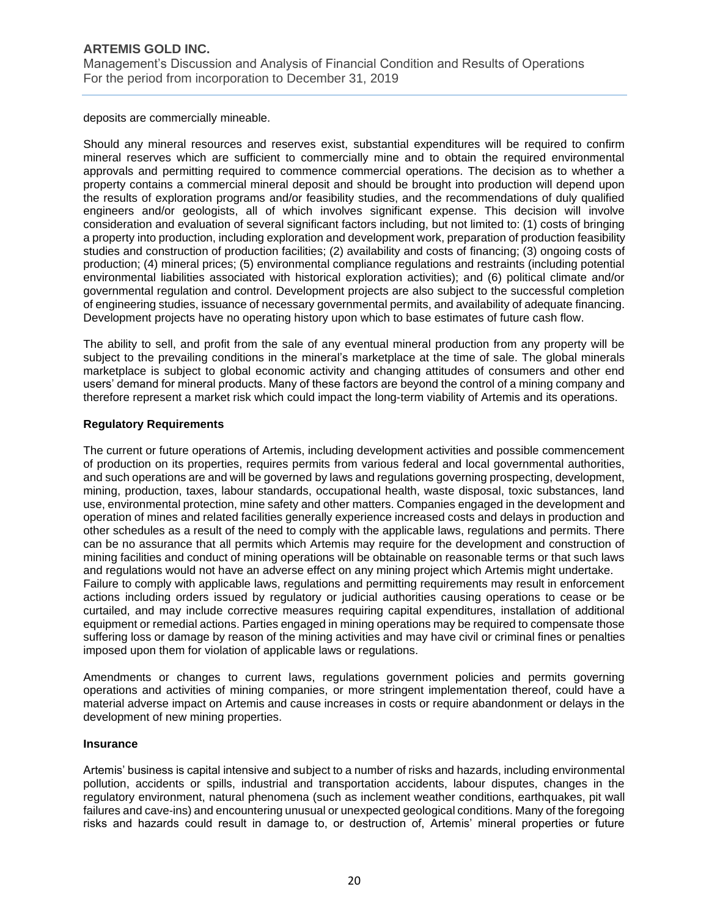deposits are commercially mineable.

Should any mineral resources and reserves exist, substantial expenditures will be required to confirm mineral reserves which are sufficient to commercially mine and to obtain the required environmental approvals and permitting required to commence commercial operations. The decision as to whether a property contains a commercial mineral deposit and should be brought into production will depend upon the results of exploration programs and/or feasibility studies, and the recommendations of duly qualified engineers and/or geologists, all of which involves significant expense. This decision will involve consideration and evaluation of several significant factors including, but not limited to: (1) costs of bringing a property into production, including exploration and development work, preparation of production feasibility studies and construction of production facilities; (2) availability and costs of financing; (3) ongoing costs of production; (4) mineral prices; (5) environmental compliance regulations and restraints (including potential environmental liabilities associated with historical exploration activities); and (6) political climate and/or governmental regulation and control. Development projects are also subject to the successful completion of engineering studies, issuance of necessary governmental permits, and availability of adequate financing. Development projects have no operating history upon which to base estimates of future cash flow.

The ability to sell, and profit from the sale of any eventual mineral production from any property will be subject to the prevailing conditions in the mineral's marketplace at the time of sale. The global minerals marketplace is subject to global economic activity and changing attitudes of consumers and other end users' demand for mineral products. Many of these factors are beyond the control of a mining company and therefore represent a market risk which could impact the long-term viability of Artemis and its operations.

### Regulatory Requirements

The current or future operations of Artemis, including development activities and possible commencement of production on its properties, requires permits from various federal and local governmental authorities, and such operations are and will be governed by laws and regulations governing prospecting, development, mining, production, taxes, labour standards, occupational health, waste disposal, toxic substances, land use, environmental protection, mine safety and other matters. Companies engaged in the development and operation of mines and related facilities generally experience increased costs and delays in production and other schedules as a result of the need to comply with the applicable laws, regulations and permits. There can be no assurance that all permits which Artemis may require for the development and construction of mining facilities and conduct of mining operations will be obtainable on reasonable terms or that such laws and regulations would not have an adverse effect on any mining project which Artemis might undertake.
Failure to comply with applicable laws, regulations and permitting requirements may result in enforcement actions including orders issued by regulatory or judicial authorities causing operations to cease or be curtailed, and may include corrective measures requiring capital expenditures, installation of additional equipment or remedial actions. Parties engaged in mining operations may be required to compensate those suffering loss or damage by reason of the mining activities and may have civil or criminal fines or penalties imposed upon them for violation of applicable laws or regulations.

Amendments or changes to current laws, regulations government policies and permits governing operations and activities of mining companies, or more stringent implementation thereof, could have a material adverse impact on Artemis and cause increases in costs or require abandonment or delays in the development of new mining properties.

### Insurance

Artemis' business is capital intensive and subject to a number of risks and hazards, including environmental pollution, accidents or spills, industrial and transportation accidents, labour disputes, changes in the regulatory environment, natural phenomena (such as inclement weather conditions, earthquakes, pit wall failures and cave-ins) and encountering unusual or unexpected geological conditions. Many of the foregoing risks and hazards could result in damage to, or destruction of, Artemis' mineral properties or future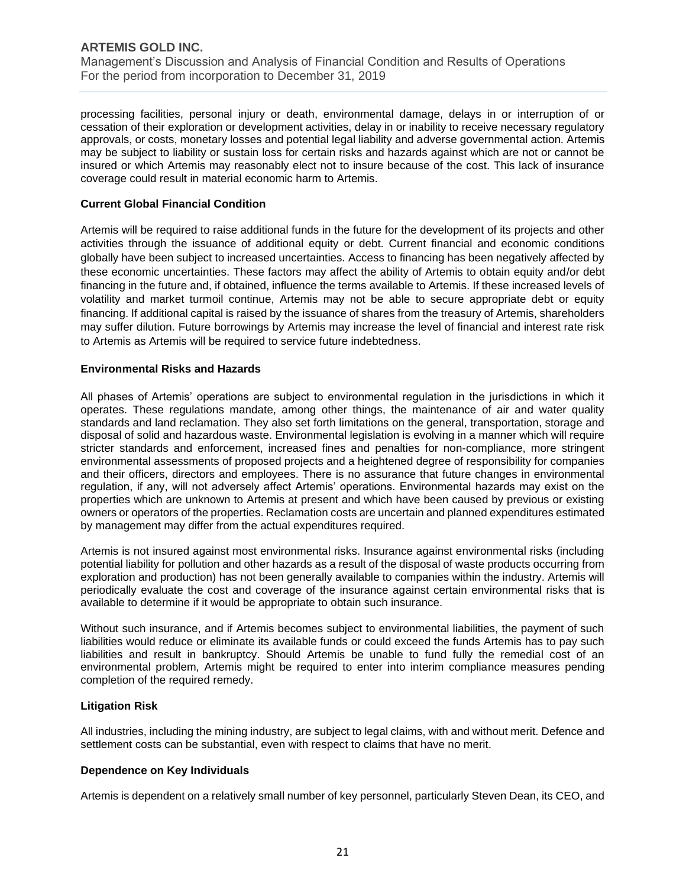processing facilities, personal injury or death, environmental damage, delays in or interruption of or cessation of their exploration or development activities, delay in or inability to receive necessary regulatory approvals, or costs, monetary losses and potential legal liability and adverse governmental action. Artemis may be subject to liability or sustain loss for certain risks and hazards against which are not or cannot be insured or which Artemis may reasonably elect not to insure because of the cost. This lack of insurance coverage could result in material economic harm to Artemis.

**Current Global Financial Condition**

Artemis will be required to raise additional funds in the future for the development of its projects and other activities through the issuance of additional equity or debt. Current financial and economic conditions globally have been subject to increased uncertainties. Access to financing has been negatively affected by these economic uncertainties. These factors may affect the ability of Artemis to obtain equity and/or debt financing in the future and, if obtained, influence the terms available to Artemis. If these increased levels of volatility and market turmoil continue, Artemis may not be able to secure appropriate debt or equity financing. If additional capital is raised by the issuance of shares from the treasury of Artemis, shareholders may suffer dilution. Future borrowings by Artemis may increase the level of financial and interest rate risk to Artemis as Artemis will be required to service future indebtedness.

**Environmental Risks and Hazards**

All phases of Artemis' operations are subject to environmental regulation in the jurisdictions in which it operates. These regulations mandate, among other things, the maintenance of air and water quality standards and land reclamation. They also set forth limitations on the general, transportation, storage and disposal of solid and hazardous waste. Environmental legislation is evolving in a manner which will require stricter standards and enforcement, increased fines and penalties for non-compliance, more stringent environmental assessments of proposed projects and a heightened degree of responsibility for companies and their officers, directors and employees. There is no assurance that future changes in environmental regulation, if any, will not adversely affect Artemis' operations. Environmental hazards may exist on the properties which are unknown to Artemis at present and which have been caused by previous or existing owners or operators of the properties. Reclamation costs are uncertain and planned expenditures estimated by management may differ from the actual expenditures required.

Artemis is not insured against most environmental risks. Insurance against environmental risks (including potential liability for pollution and other hazards as a result of the disposal of waste products occurring from exploration and production) has not been generally available to companies within the industry. Artemis will periodically evaluate the cost and coverage of the insurance against certain environmental risks that is available to determine if it would be appropriate to obtain such insurance.

Without such insurance, and if Artemis becomes subject to environmental liabilities, the payment of such liabilities would reduce or eliminate its available funds or could exceed the funds Artemis has to pay such liabilities and result in bankruptcy. Should Artemis be unable to fund fully the remedial cost of an environmental problem, Artemis might be required to enter into interim compliance measures pending completion of the required remedy.

**Litigation Risk**

All industries, including the mining industry, are subject to legal claims, with and without merit. Defence and settlement costs can be substantial, even with respect to claims that have no merit.

**Dependence on Key Individuals**

Artemis is dependent on a relatively small number of key personnel, particularly Steven Dean, its CEO, and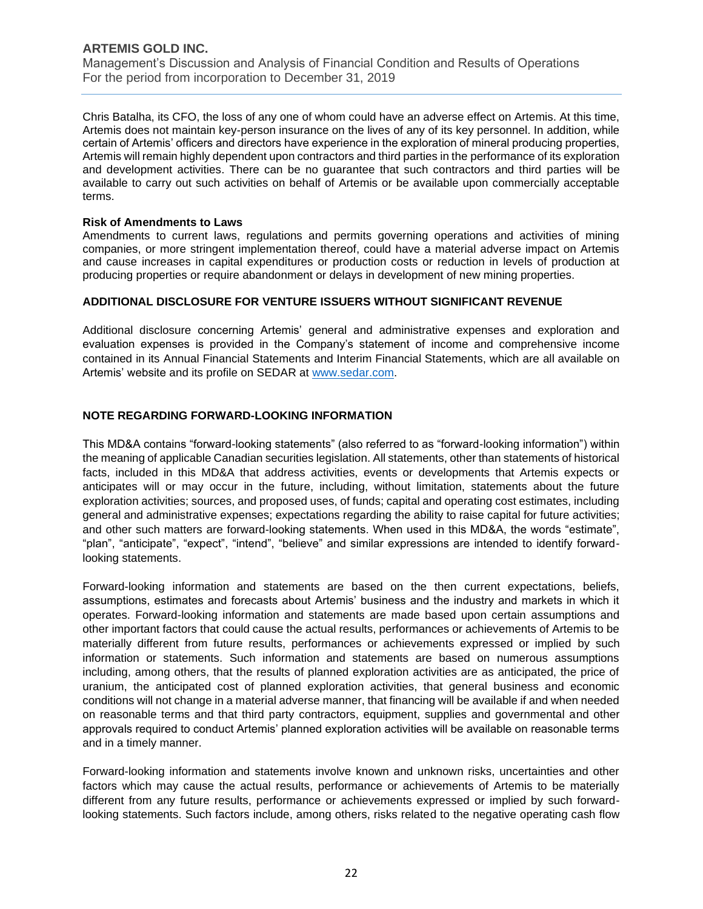Chris Batalha, its CFO, the loss of any one of whom could have an adverse effect on Artemis. At this time, Artemis does not maintain key-person insurance on the lives of any of its key personnel. In addition, while certain of Artemis' officers and directors have experience in the exploration of mineral producing properties, Artemis will remain highly dependent upon contractors and third parties in the performance of its exploration and development activities. There can be no guarantee that such contractors and third parties will be available to carry out such activities on behalf of Artemis or be available upon commercially acceptable terms.

**Risk of Amendments to Laws**

Amendments to current laws, regulations and permits governing operations and activities of mining companies, or more stringent implementation thereof, could have a material adverse impact on Artemis and cause increases in capital expenditures or production costs or reduction in levels of production at producing properties or require abandonment or delays in development of new mining properties.

## ADDITIONAL DISCLOSURE FOR VENTURE ISSUERS WITHOUT SIGNIFICANT REVENUE

Additional disclosure concerning Artemis' general and administrative expenses and exploration and evaluation expenses is provided in the Company's statement of income and comprehensive income contained in its Annual Financial Statements and Interim Financial Statements, which are all available on Artemis' website and its profile on SEDAR at www.sedar.com.

## NOTE REGARDING FORWARD-LOOKING INFORMATION

This MD&A contains "forward-looking statements" (also referred to as "forward-looking information") within the meaning of applicable Canadian securities legislation. All statements, other than statements of historical facts, included in this MD&A that address activities, events or developments that Artemis expects or anticipates will or may occur in the future, including, without limitation, statements about the future exploration activities; sources, and proposed uses, of funds; capital and operating cost estimates, including general and administrative expenses; expectations regarding the ability to raise capital for future activities; and other such matters are forward-looking statements. When used in this MD&A, the words "estimate", "plan", "anticipate", "expect", "intend", "believe" and similar expressions are intended to identify forward-looking statements.

Forward-looking information and statements are based on the then current expectations, beliefs, assumptions, estimates and forecasts about Artemis' business and the industry and markets in which it operates. Forward-looking information and statements are made based upon certain assumptions and other important factors that could cause the actual results, performances or achievements of Artemis to be materially different from future results, performances or achievements expressed or implied by such information or statements. Such information and statements are based on numerous assumptions including, among others, that the results of planned exploration activities are as anticipated, the price of uranium, the anticipated cost of planned exploration activities, that general business and economic conditions will not change in a material adverse manner, that financing will be available if and when needed on reasonable terms and that third party contractors, equipment, supplies and governmental and other approvals required to conduct Artemis' planned exploration activities will be available on reasonable terms and in a timely manner.

Forward-looking information and statements involve known and unknown risks, uncertainties and other factors which may cause the actual results, performance or achievements of Artemis to be materially different from any future results, performance or achievements expressed or implied by such forward-looking statements. Such factors include, among others, risks related to the negative operating cash flow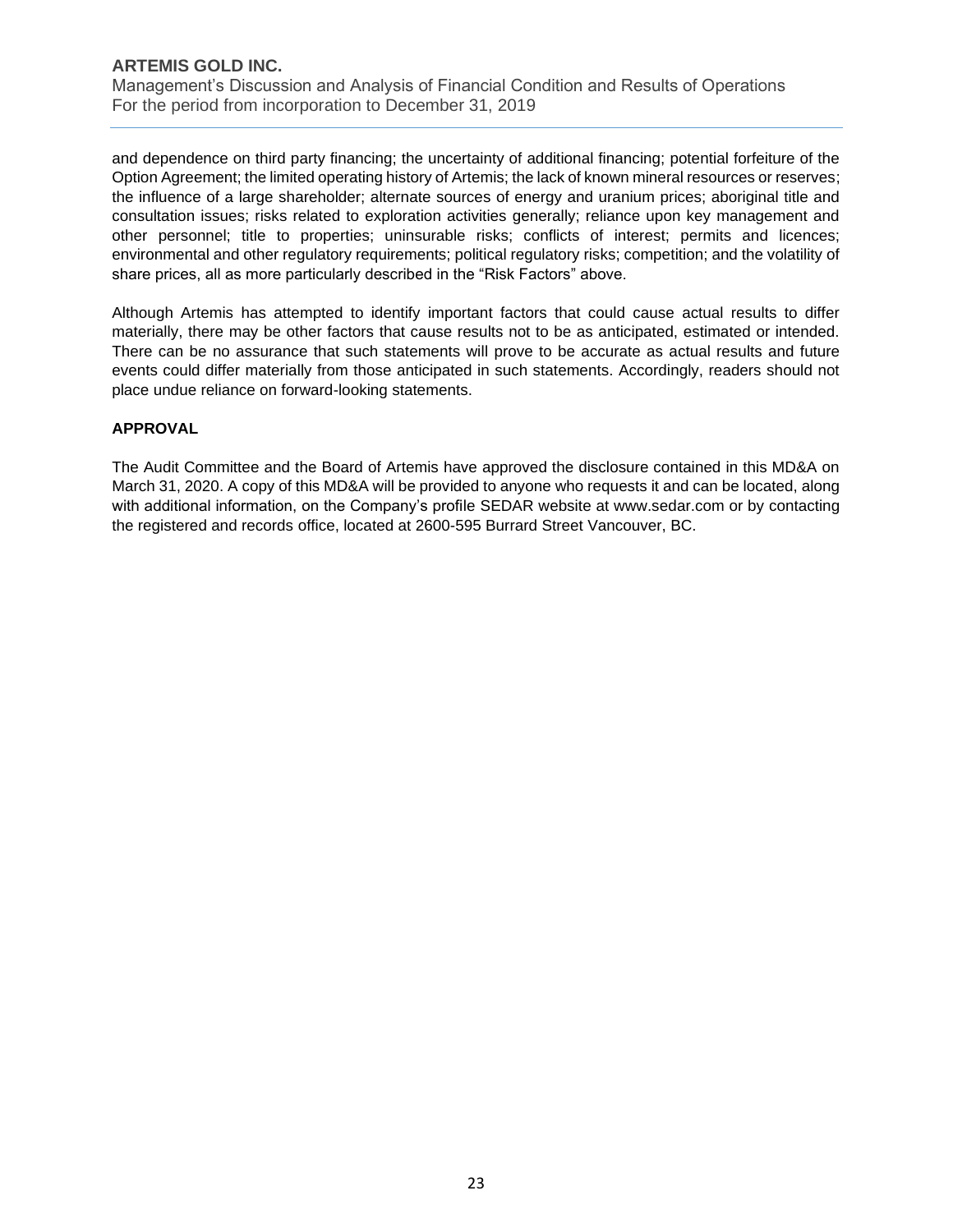and dependence on third party financing; the uncertainty of additional financing; potential forfeiture of the Option Agreement; the limited operating history of Artemis; the lack of known mineral resources or reserves; the influence of a large shareholder; alternate sources of energy and uranium prices; aboriginal title and consultation issues; risks related to exploration activities generally; reliance upon key management and other personnel; title to properties; uninsurable risks; conflicts of interest; permits and licences; environmental and other regulatory requirements; political regulatory risks; competition; and the volatility of share prices, all as more particularly described in the "Risk Factors" above.

Although Artemis has attempted to identify important factors that could cause actual results to differ materially, there may be other factors that cause results not to be as anticipated, estimated or intended. There can be no assurance that such statements will prove to be accurate as actual results and future events could differ materially from those anticipated in such statements. Accordingly, readers should not place undue reliance on forward-looking statements.

## APPROVAL

The Audit Committee and the Board of Artemis have approved the disclosure contained in this MD&A on March 31, 2020. A copy of this MD&A will be provided to anyone who requests it and can be located, along with additional information, on the Company's profile SEDAR website at www.sedar.com or by contacting the registered and records office, located at 2600-595 Burrard Street Vancouver, BC.